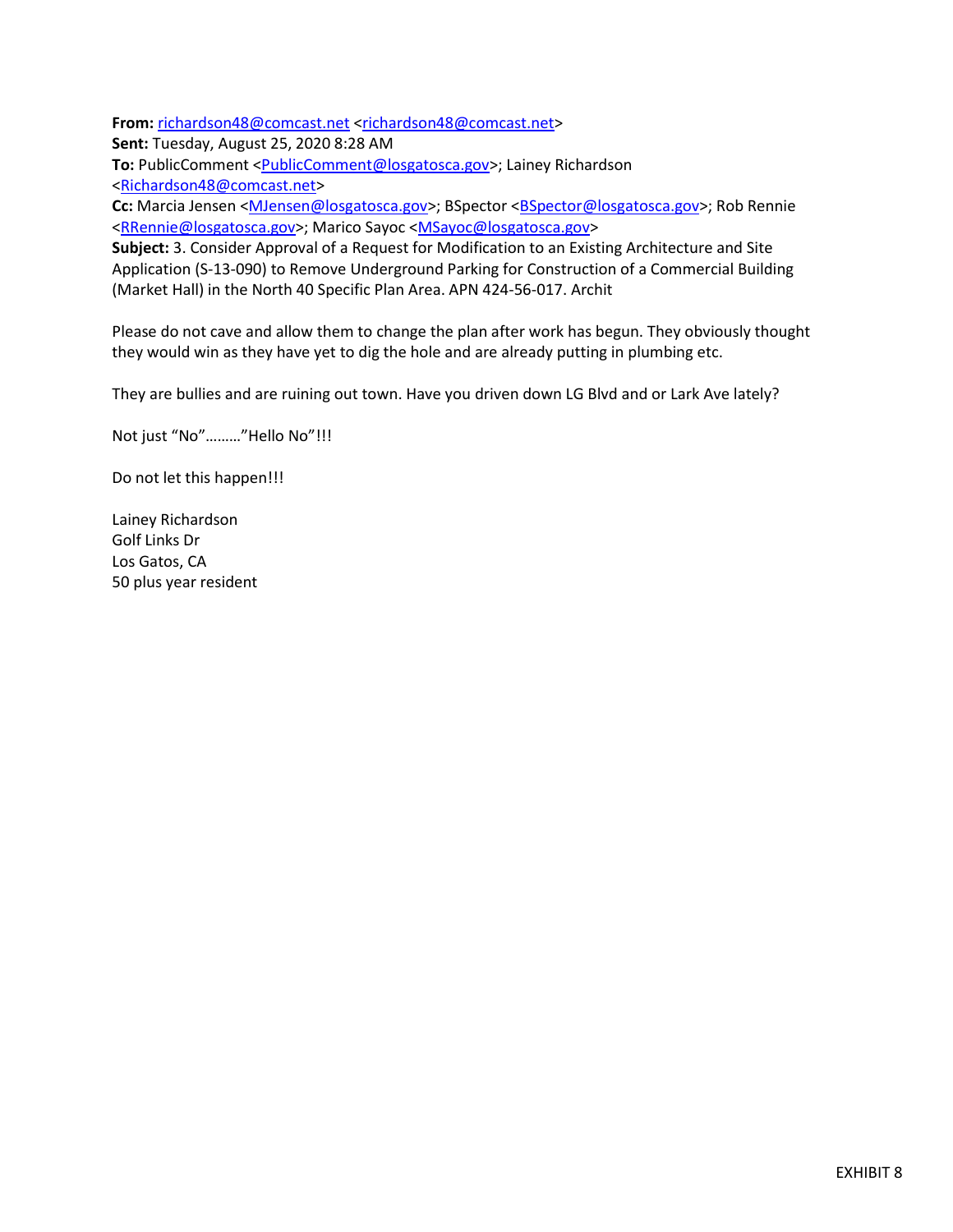**From:** richardson48@comcast.net <richardson48@comcast.net>
**Sent:** Tuesday, August 25, 2020 8:28 AM
**To:** PublicComment <PublicComment@losgatosca.gov>; Lainey Richardson <Richardson48@comcast.net>
**Cc:** Marcia Jensen <MJensen@losgatosca.gov>; BSpector <BSpector@losgatosca.gov>; Rob Rennie <RRennie@losgatosca.gov>; Marico Sayoc <MSayoc@losgatosca.gov>
**Subject:** 3. Consider Approval of a Request for Modification to an Existing Architecture and Site Application (S-13-090) to Remove Underground Parking for Construction of a Commercial Building (Market Hall) in the North 40 Specific Plan Area. APN 424-56-017. Archit

Please do not cave and allow them to change the plan after work has begun. They obviously thought they would win as they have yet to dig the hole and are already putting in plumbing etc.

They are bullies and are ruining out town. Have you driven down LG Blvd and or Lark Ave lately?

Not just "No"………"Hello No"!!!

Do not let this happen!!!

Lainey Richardson
Golf Links Dr
Los Gatos, CA
50 plus year resident

EXHIBIT 8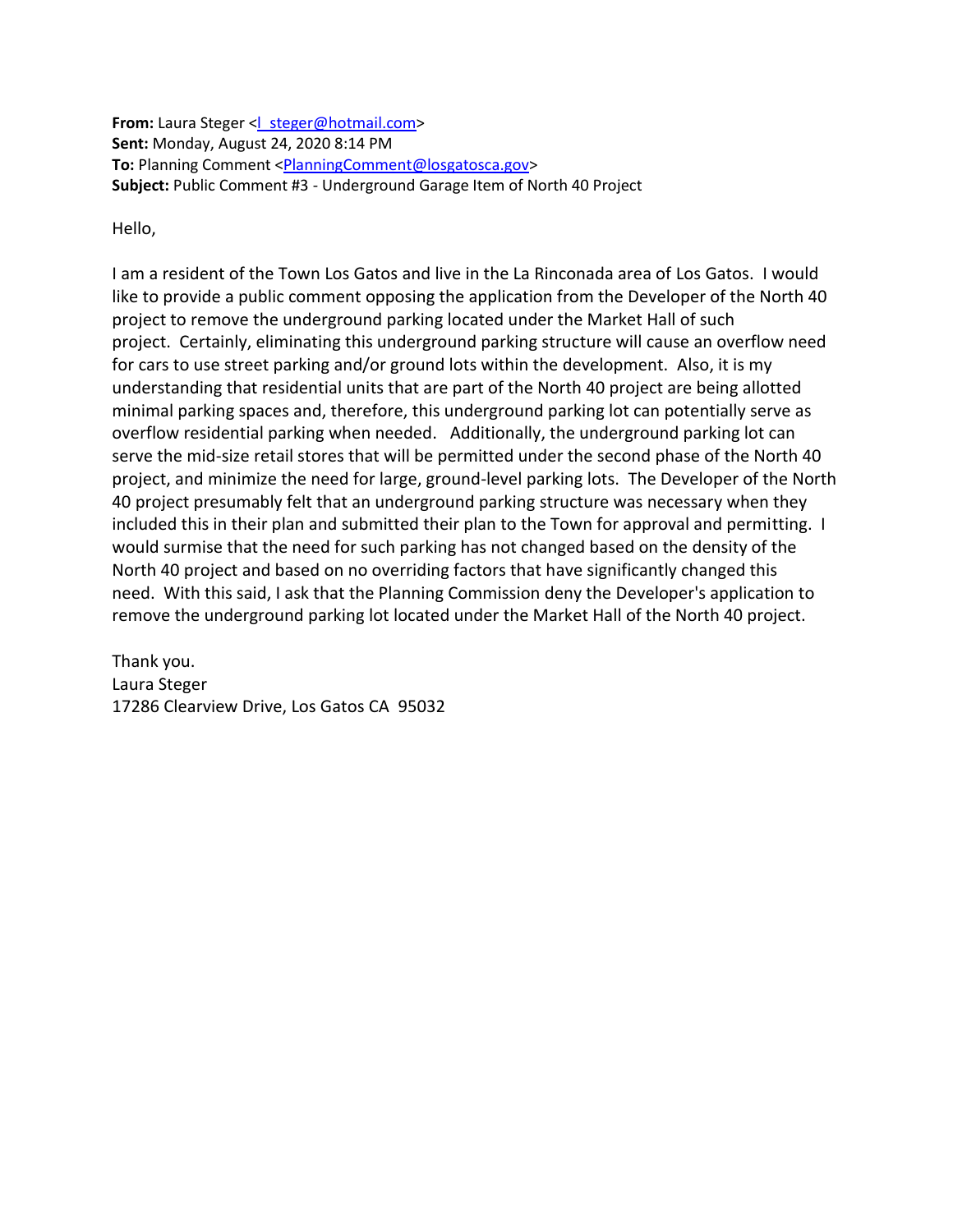**From:** Laura Steger <l_steger@hotmail.com>
**Sent:** Monday, August 24, 2020 8:14 PM
**To:** Planning Comment <PlanningComment@losgatosca.gov>
**Subject:** Public Comment #3 - Underground Garage Item of North 40 Project

Hello,

I am a resident of the Town Los Gatos and live in the La Rinconada area of Los Gatos. I would like to provide a public comment opposing the application from the Developer of the North 40 project to remove the underground parking located under the Market Hall of such project. Certainly, eliminating this underground parking structure will cause an overflow need for cars to use street parking and/or ground lots within the development. Also, it is my understanding that residential units that are part of the North 40 project are being allotted minimal parking spaces and, therefore, this underground parking lot can potentially serve as overflow residential parking when needed. Additionally, the underground parking lot can serve the mid-size retail stores that will be permitted under the second phase of the North 40 project, and minimize the need for large, ground-level parking lots. The Developer of the North 40 project presumably felt that an underground parking structure was necessary when they included this in their plan and submitted their plan to the Town for approval and permitting. I would surmise that the need for such parking has not changed based on the density of the North 40 project and based on no overriding factors that have significantly changed this need. With this said, I ask that the Planning Commission deny the Developer's application to remove the underground parking lot located under the Market Hall of the North 40 project.

Thank you.
Laura Steger
17286 Clearview Drive, Los Gatos CA 95032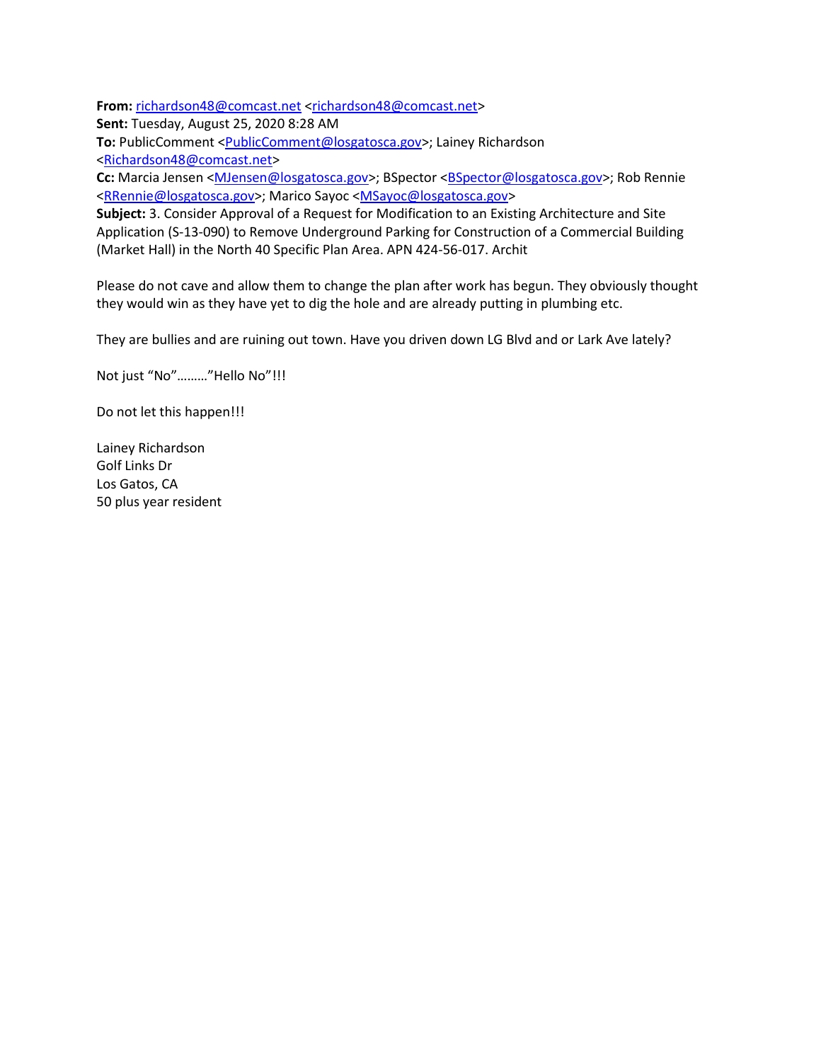**From:** richardson48@comcast.net <richardson48@comcast.net>
**Sent:** Tuesday, August 25, 2020 8:28 AM
**To:** PublicComment <PublicComment@losgatosca.gov>; Lainey Richardson <Richardson48@comcast.net>
**Cc:** Marcia Jensen <MJensen@losgatosca.gov>; BSpector <BSpector@losgatosca.gov>; Rob Rennie <RRennie@losgatosca.gov>; Marico Sayoc <MSayoc@losgatosca.gov>
**Subject:** 3. Consider Approval of a Request for Modification to an Existing Architecture and Site Application (S-13-090) to Remove Underground Parking for Construction of a Commercial Building (Market Hall) in the North 40 Specific Plan Area. APN 424-56-017. Archit

Please do not cave and allow them to change the plan after work has begun. They obviously thought they would win as they have yet to dig the hole and are already putting in plumbing etc.

They are bullies and are ruining out town. Have you driven down LG Blvd and or Lark Ave lately?

Not just "No"………"Hello No"!!!

Do not let this happen!!!

Lainey Richardson
Golf Links Dr
Los Gatos, CA
50 plus year resident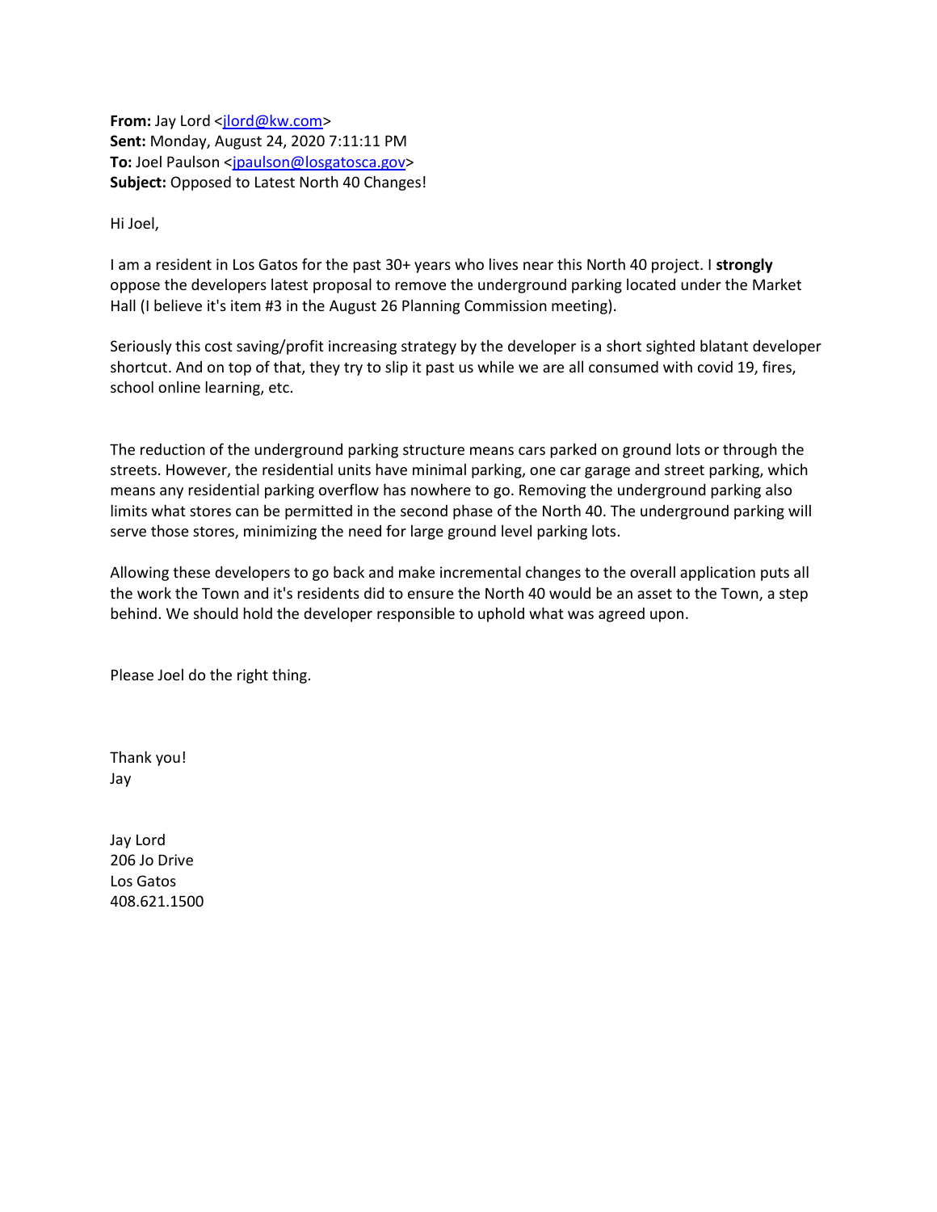**From:** Jay Lord <jlord@kw.com>
**Sent:** Monday, August 24, 2020 7:11:11 PM
**To:** Joel Paulson <jpaulson@losgatosca.gov>
**Subject:** Opposed to Latest North 40 Changes!

Hi Joel,

I am a resident in Los Gatos for the past 30+ years who lives near this North 40 project. I **strongly** oppose the developers latest proposal to remove the underground parking located under the Market Hall (I believe it's item #3 in the August 26 Planning Commission meeting).

Seriously this cost saving/profit increasing strategy by the developer is a short sighted blatant developer shortcut. And on top of that, they try to slip it past us while we are all consumed with covid 19, fires, school online learning, etc.

The reduction of the underground parking structure means cars parked on ground lots or through the streets. However, the residential units have minimal parking, one car garage and street parking, which means any residential parking overflow has nowhere to go. Removing the underground parking also limits what stores can be permitted in the second phase of the North 40. The underground parking will serve those stores, minimizing the need for large ground level parking lots.

Allowing these developers to go back and make incremental changes to the overall application puts all the work the Town and it's residents did to ensure the North 40 would be an asset to the Town, a step behind. We should hold the developer responsible to uphold what was agreed upon.

Please Joel do the right thing.

Thank you!
Jay

Jay Lord
206 Jo Drive
Los Gatos
408.621.1500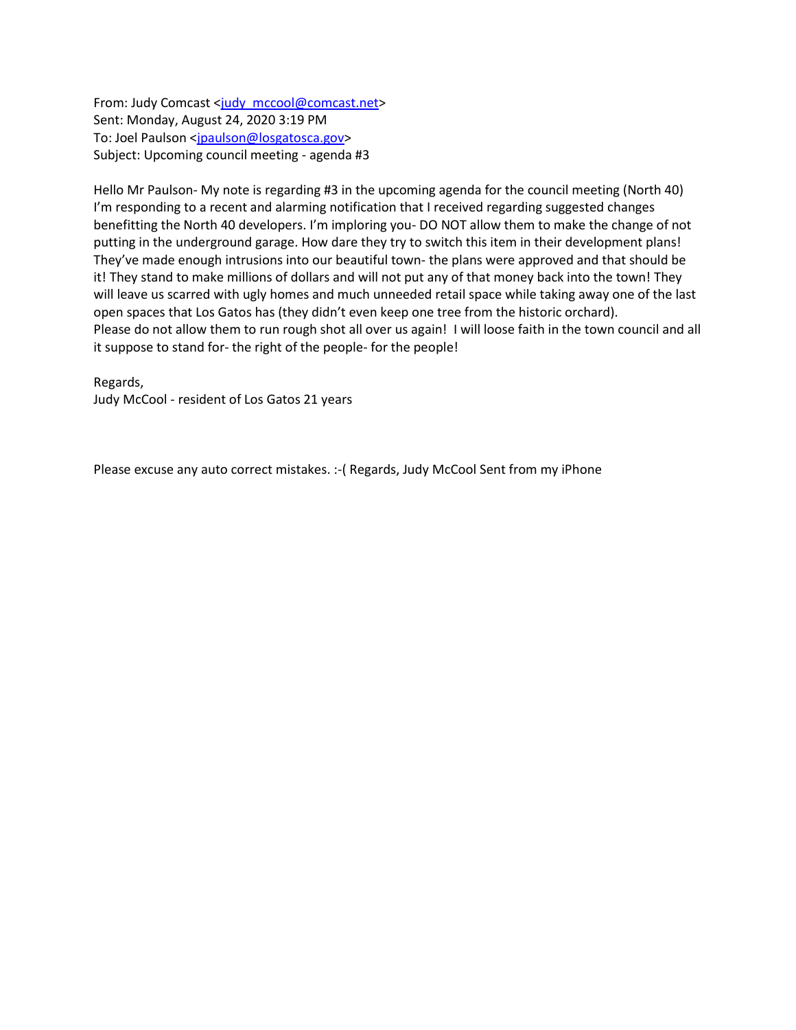From: Judy Comcast <judy_mccool@comcast.net>
Sent: Monday, August 24, 2020 3:19 PM
To: Joel Paulson <jpaulson@losgatosca.gov>
Subject: Upcoming council meeting - agenda #3

Hello Mr Paulson- My note is regarding #3 in the upcoming agenda for the council meeting (North 40) I'm responding to a recent and alarming notification that I received regarding suggested changes benefitting the North 40 developers. I'm imploring you- DO NOT allow them to make the change of not putting in the underground garage. How dare they try to switch this item in their development plans! They've made enough intrusions into our beautiful town- the plans were approved and that should be it! They stand to make millions of dollars and will not put any of that money back into the town! They will leave us scarred with ugly homes and much unneeded retail space while taking away one of the last open spaces that Los Gatos has (they didn't even keep one tree from the historic orchard).
Please do not allow them to run rough shot all over us again! I will loose faith in the town council and all it suppose to stand for- the right of the people- for the people!

Regards,
Judy McCool - resident of Los Gatos 21 years

Please excuse any auto correct mistakes. :-( Regards, Judy McCool Sent from my iPhone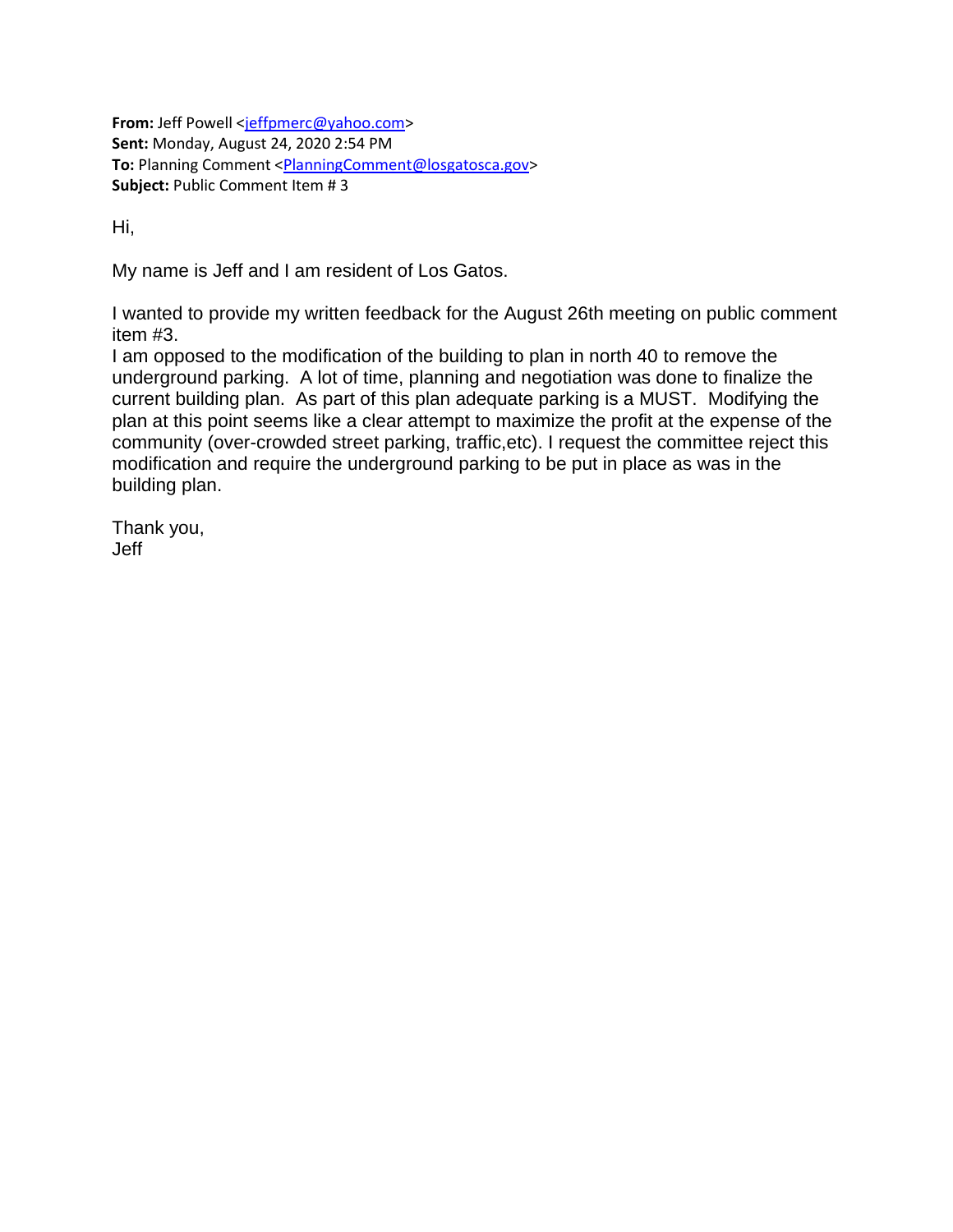**From:** Jeff Powell <jeffpmerc@yahoo.com>
**Sent:** Monday, August 24, 2020 2:54 PM
**To:** Planning Comment <PlanningComment@losgatosca.gov>
**Subject:** Public Comment Item # 3

Hi,

My name is Jeff and I am resident of Los Gatos.

I wanted to provide my written feedback for the August 26th meeting on public comment item #3.
I am opposed to the modification of the building to plan in north 40 to remove the underground parking. A lot of time, planning and negotiation was done to finalize the current building plan. As part of this plan adequate parking is a MUST. Modifying the plan at this point seems like a clear attempt to maximize the profit at the expense of the community (over-crowded street parking, traffic,etc). I request the committee reject this modification and require the underground parking to be put in place as was in the building plan.

Thank you,
Jeff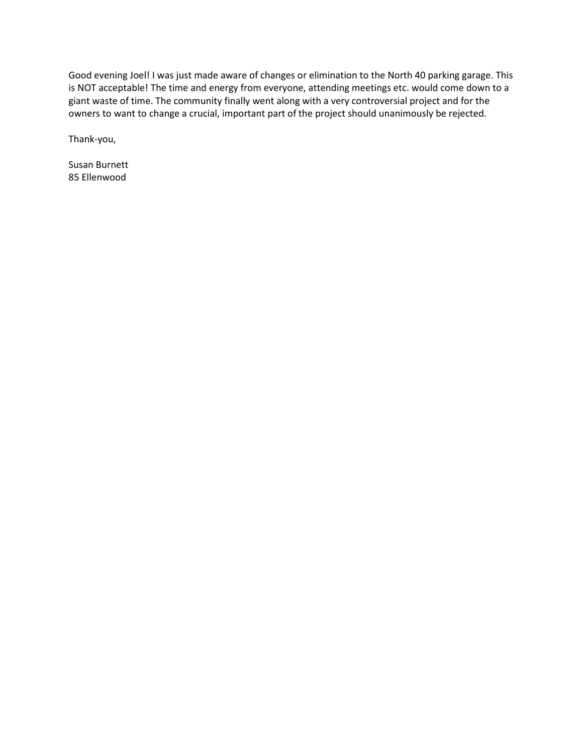Good evening Joel! I was just made aware of changes or elimination to the North 40 parking garage. This is NOT acceptable! The time and energy from everyone, attending meetings etc. would come down to a giant waste of time. The community finally went along with a very controversial project and for the owners to want to change a crucial, important part of the project should unanimously be rejected.

Thank-you,

Susan Burnett
85 Ellenwood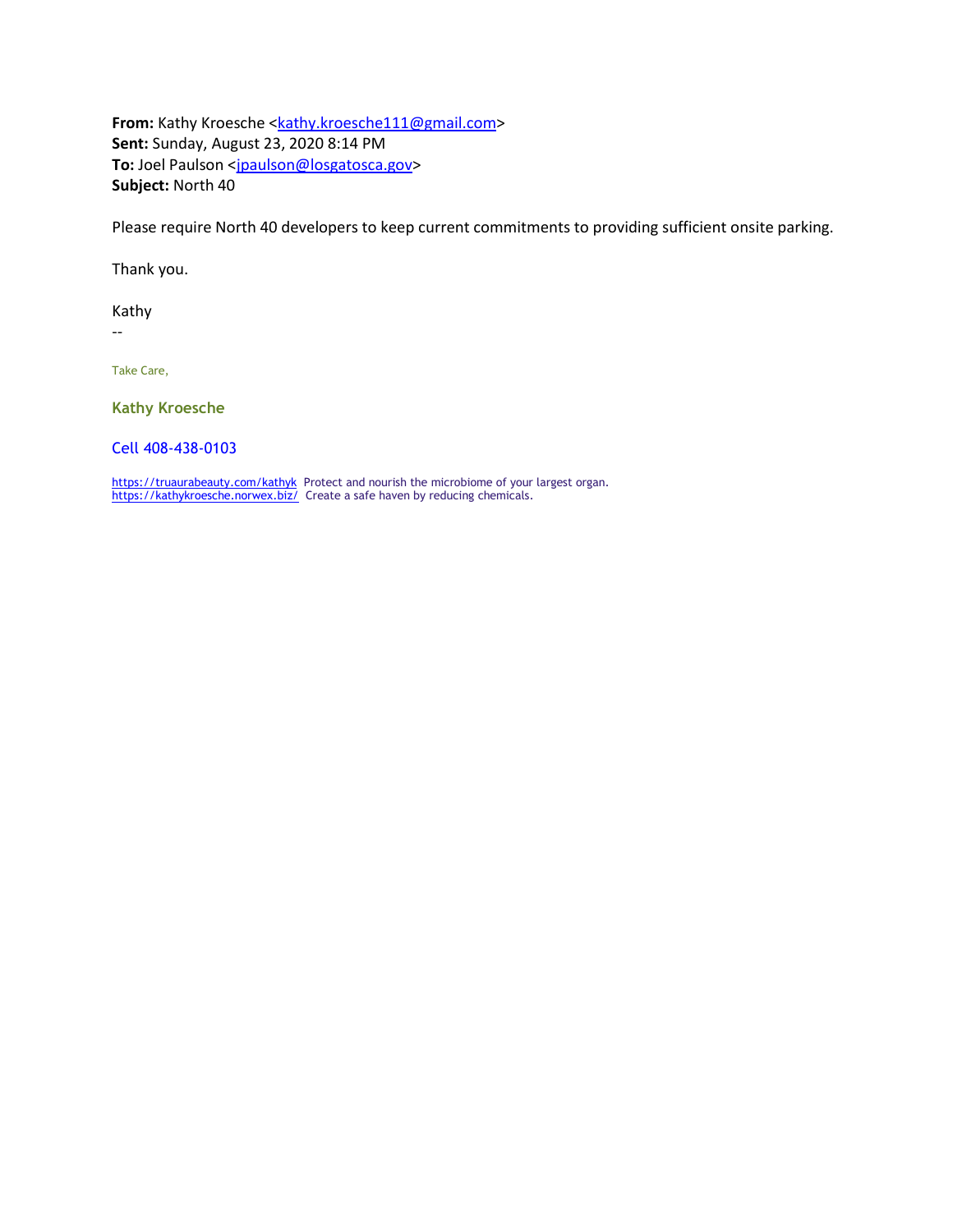**From:** Kathy Kroesche <kathy.kroesche111@gmail.com>
**Sent:** Sunday, August 23, 2020 8:14 PM
**To:** Joel Paulson <jpaulson@losgatosca.gov>
**Subject:** North 40

Please require North 40 developers to keep current commitments to providing sufficient onsite parking.

Thank you.

Kathy

--

Take Care,

**Kathy Kroesche**

Cell 408-438-0103

https://truaurabeauty.com/kathyk Protect and nourish the microbiome of your largest organ.
https://kathykroesche.norwex.biz/ Create a safe haven by reducing chemicals.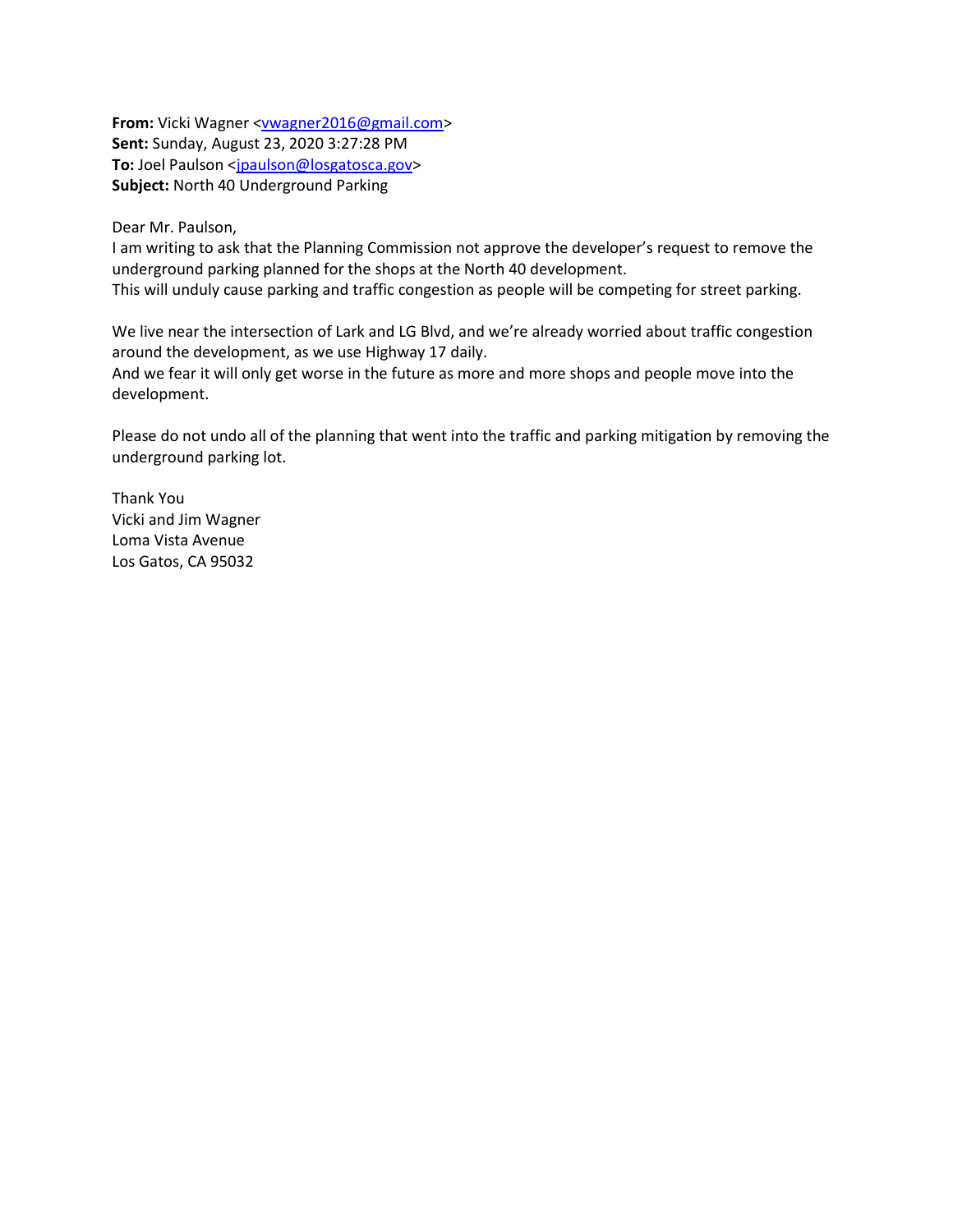**From:** Vicki Wagner <vwagner2016@gmail.com>
**Sent:** Sunday, August 23, 2020 3:27:28 PM
**To:** Joel Paulson <jpaulson@losgatosca.gov>
**Subject:** North 40 Underground Parking

Dear Mr. Paulson,
I am writing to ask that the Planning Commission not approve the developer's request to remove the underground parking planned for the shops at the North 40 development.
This will unduly cause parking and traffic congestion as people will be competing for street parking.

We live near the intersection of Lark and LG Blvd, and we're already worried about traffic congestion around the development, as we use Highway 17 daily.
And we fear it will only get worse in the future as more and more shops and people move into the development.

Please do not undo all of the planning that went into the traffic and parking mitigation by removing the underground parking lot.

Thank You
Vicki and Jim Wagner
Loma Vista Avenue
Los Gatos, CA 95032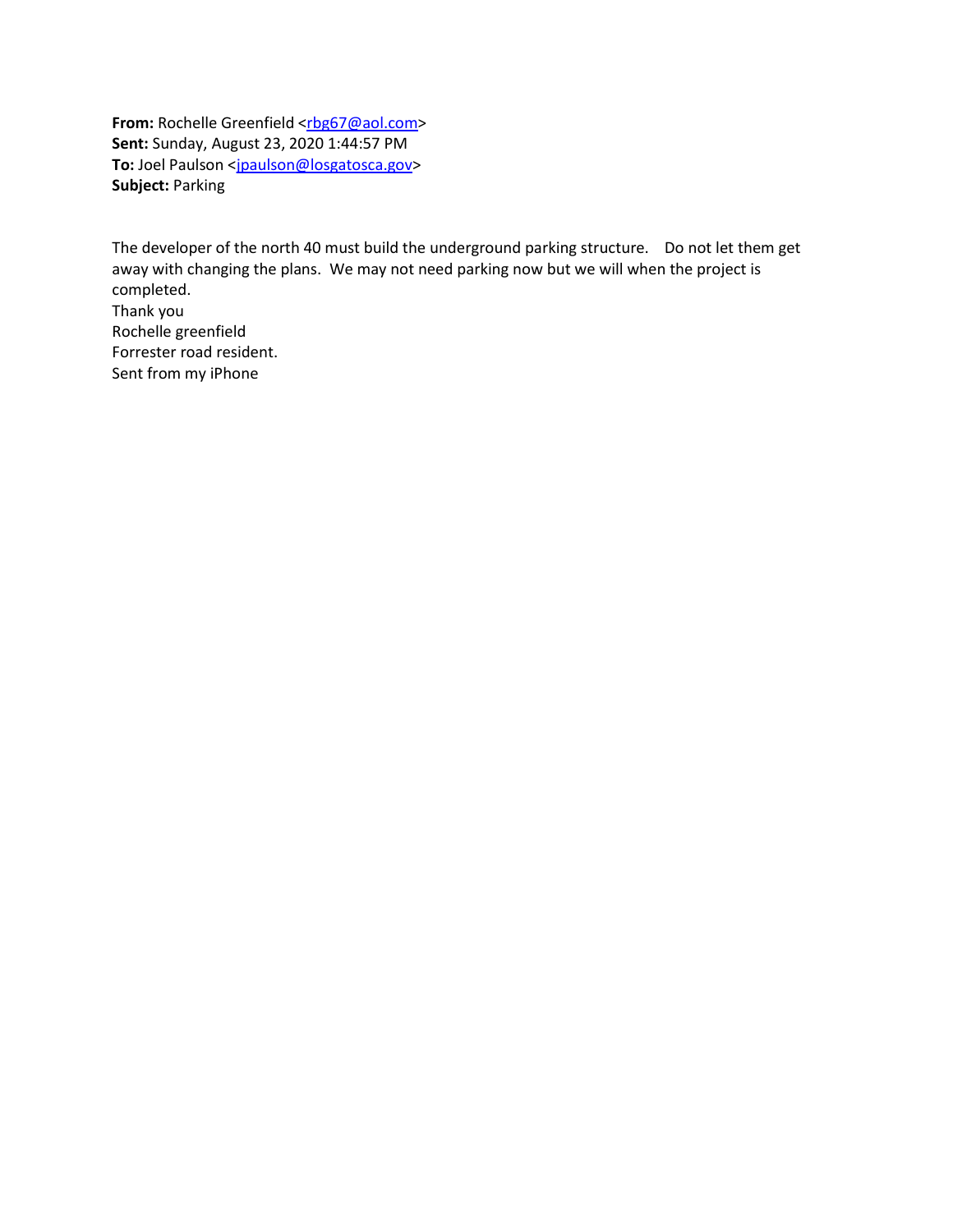**From:** Rochelle Greenfield <rbg67@aol.com>
**Sent:** Sunday, August 23, 2020 1:44:57 PM
**To:** Joel Paulson <jpaulson@losgatosca.gov>
**Subject:** Parking

The developer of the north 40 must build the underground parking structure. Do not let them get away with changing the plans. We may not need parking now but we will when the project is completed.
Thank you
Rochelle greenfield
Forrester road resident.
Sent from my iPhone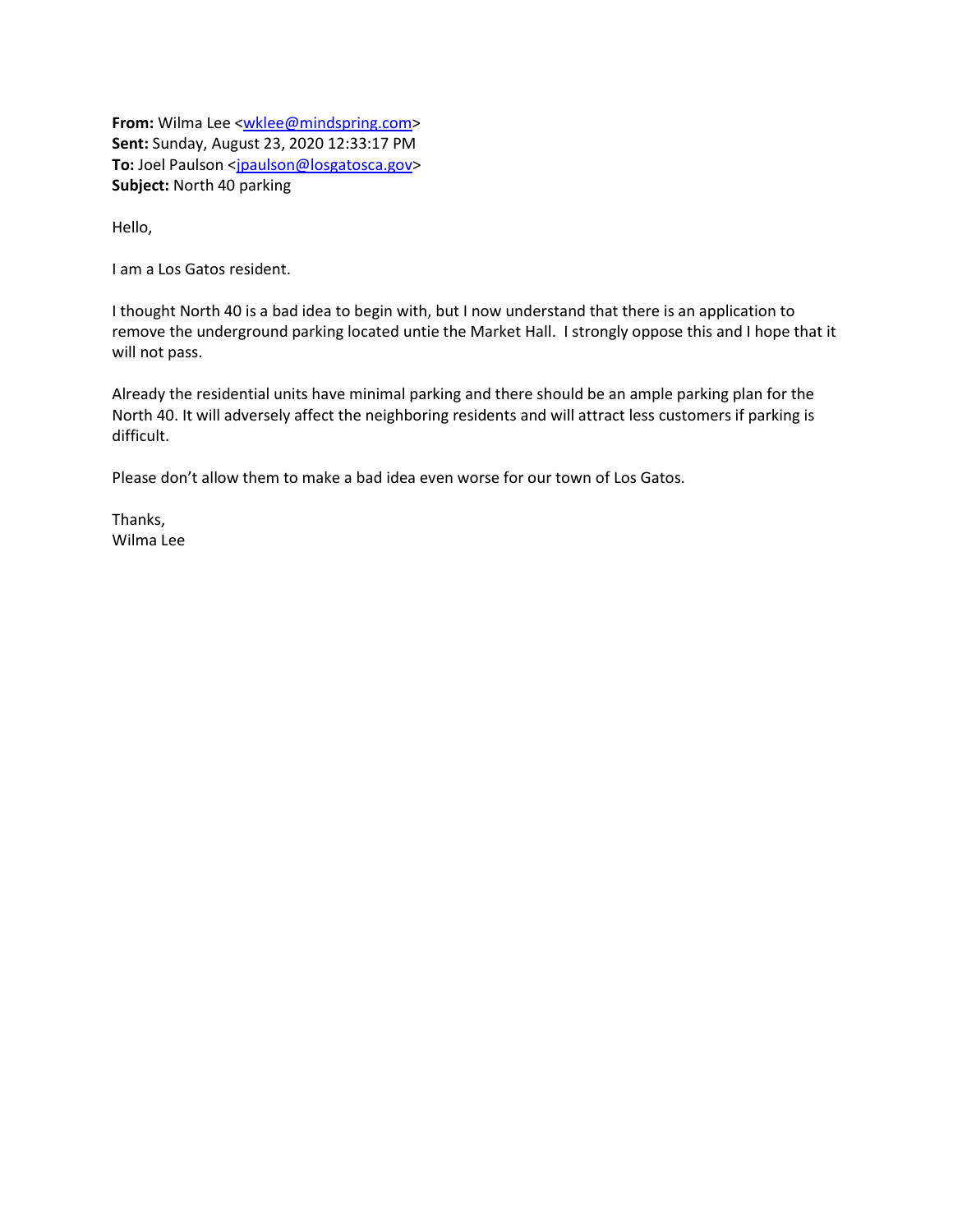**From:** Wilma Lee <wklee@mindspring.com>
**Sent:** Sunday, August 23, 2020 12:33:17 PM
**To:** Joel Paulson <jpaulson@losgatosca.gov>
**Subject:** North 40 parking

Hello,

I am a Los Gatos resident.

I thought North 40 is a bad idea to begin with, but I now understand that there is an application to remove the underground parking located untie the Market Hall. I strongly oppose this and I hope that it will not pass.

Already the residential units have minimal parking and there should be an ample parking plan for the North 40. It will adversely affect the neighboring residents and will attract less customers if parking is difficult.

Please don't allow them to make a bad idea even worse for our town of Los Gatos.

Thanks,
Wilma Lee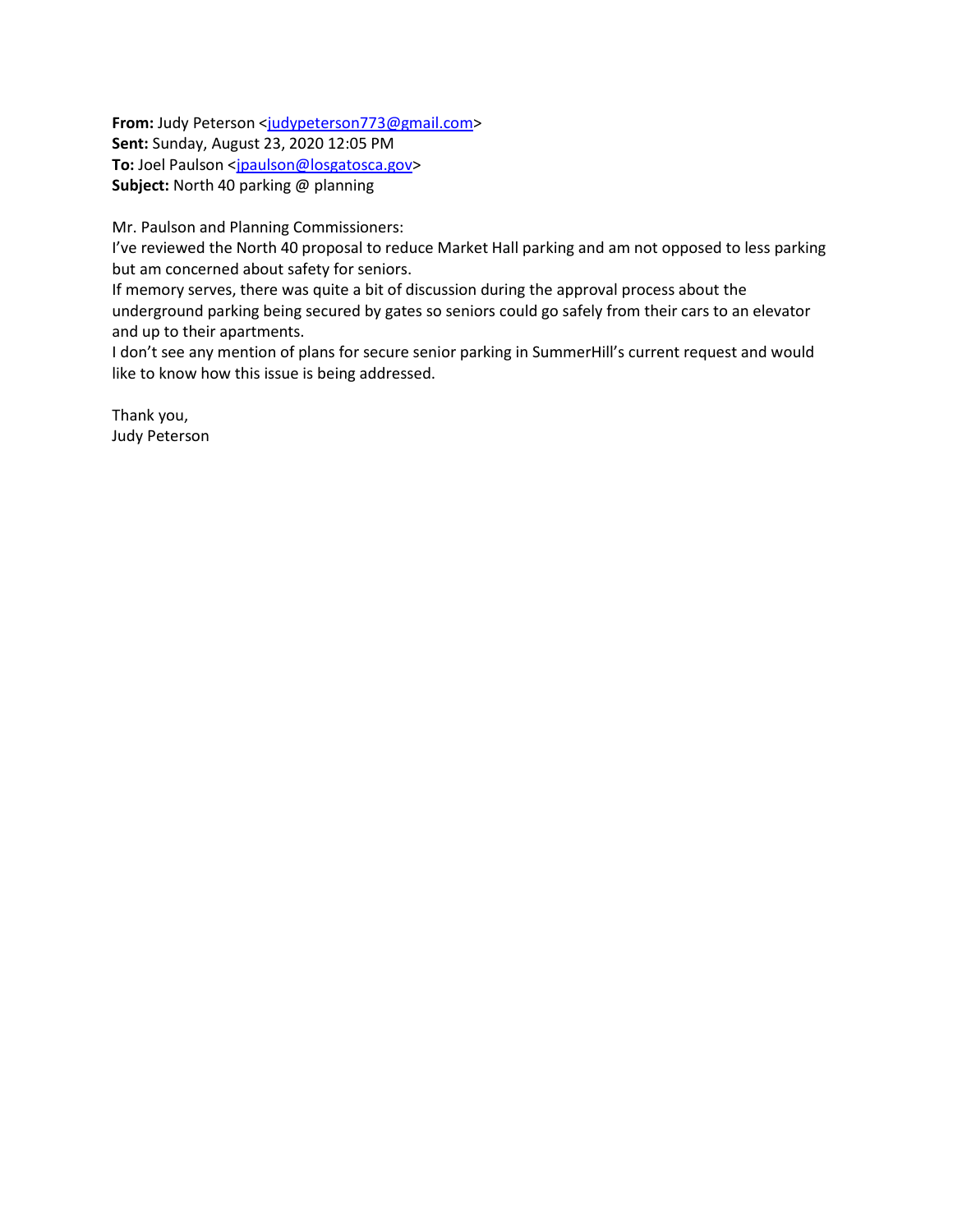**From:** Judy Peterson <judypeterson773@gmail.com>
**Sent:** Sunday, August 23, 2020 12:05 PM
**To:** Joel Paulson <jpaulson@losgatosca.gov>
**Subject:** North 40 parking @ planning

Mr. Paulson and Planning Commissioners:
I've reviewed the North 40 proposal to reduce Market Hall parking and am not opposed to less parking but am concerned about safety for seniors.
If memory serves, there was quite a bit of discussion during the approval process about the underground parking being secured by gates so seniors could go safely from their cars to an elevator and up to their apartments.
I don't see any mention of plans for secure senior parking in SummerHill's current request and would like to know how this issue is being addressed.

Thank you,
Judy Peterson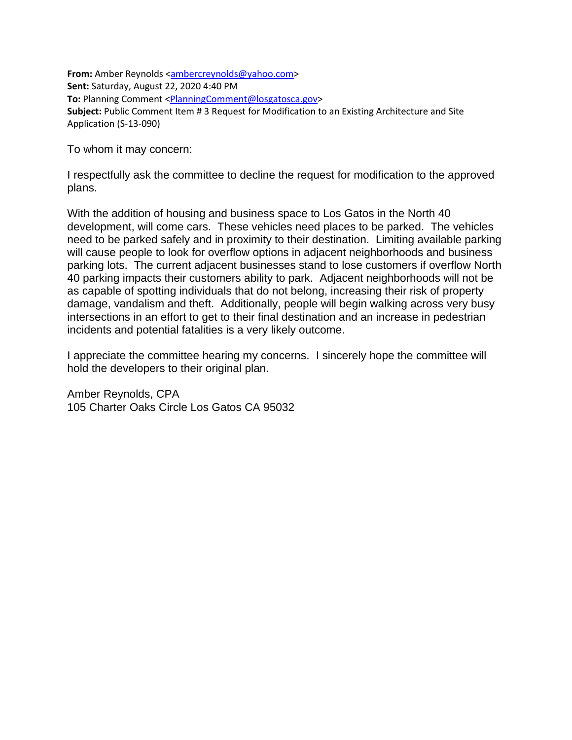**From:** Amber Reynolds <ambercreynolds@yahoo.com>
**Sent:** Saturday, August 22, 2020 4:40 PM
**To:** Planning Comment <PlanningComment@losgatosca.gov>
**Subject:** Public Comment Item # 3 Request for Modification to an Existing Architecture and Site Application (S-13-090)

To whom it may concern:

I respectfully ask the committee to decline the request for modification to the approved plans.

With the addition of housing and business space to Los Gatos in the North 40 development, will come cars. These vehicles need places to be parked. The vehicles need to be parked safely and in proximity to their destination. Limiting available parking will cause people to look for overflow options in adjacent neighborhoods and business parking lots. The current adjacent businesses stand to lose customers if overflow North 40 parking impacts their customers ability to park. Adjacent neighborhoods will not be as capable of spotting individuals that do not belong, increasing their risk of property damage, vandalism and theft. Additionally, people will begin walking across very busy intersections in an effort to get to their final destination and an increase in pedestrian incidents and potential fatalities is a very likely outcome.

I appreciate the committee hearing my concerns. I sincerely hope the committee will hold the developers to their original plan.

Amber Reynolds, CPA
105 Charter Oaks Circle Los Gatos CA 95032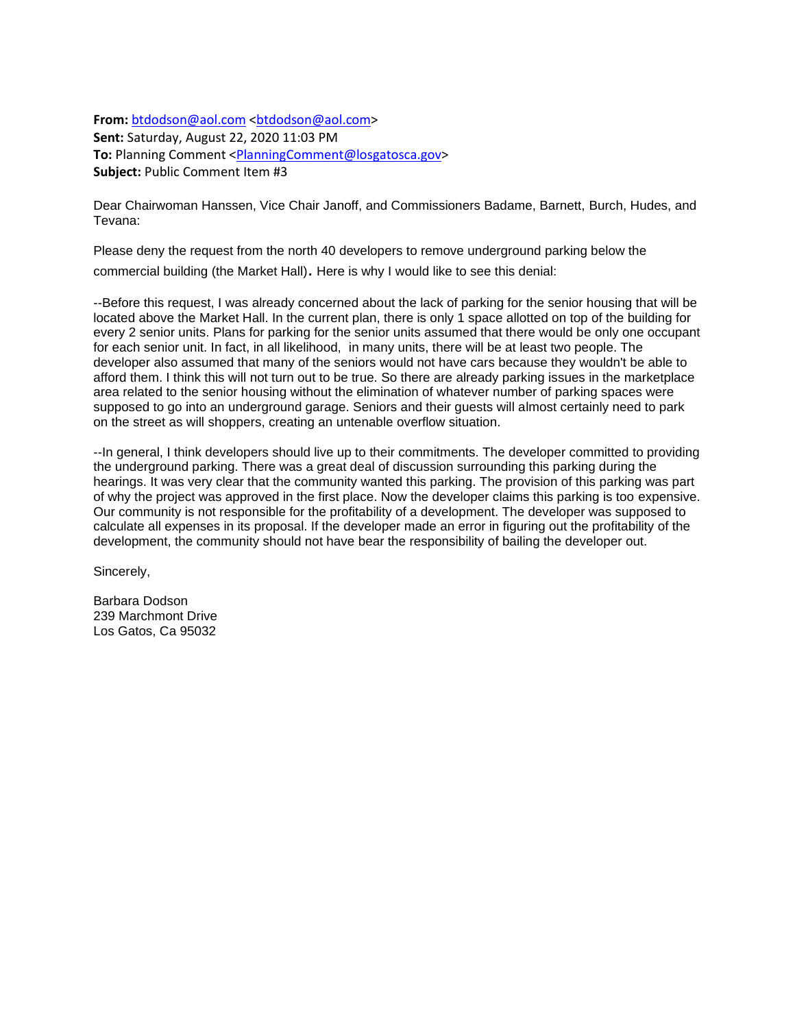**From:** btdodson@aol.com <btdodson@aol.com>
**Sent:** Saturday, August 22, 2020 11:03 PM
**To:** Planning Comment <PlanningComment@losgatosca.gov>
**Subject:** Public Comment Item #3

Dear Chairwoman Hanssen, Vice Chair Janoff, and Commissioners Badame, Barnett, Burch, Hudes, and Tevana:

Please deny the request from the north 40 developers to remove underground parking below the commercial building (the Market Hall). Here is why I would like to see this denial:

--Before this request, I was already concerned about the lack of parking for the senior housing that will be located above the Market Hall. In the current plan, there is only 1 space allotted on top of the building for every 2 senior units. Plans for parking for the senior units assumed that there would be only one occupant for each senior unit. In fact, in all likelihood, in many units, there will be at least two people. The developer also assumed that many of the seniors would not have cars because they wouldn't be able to afford them. I think this will not turn out to be true. So there are already parking issues in the marketplace area related to the senior housing without the elimination of whatever number of parking spaces were supposed to go into an underground garage. Seniors and their guests will almost certainly need to park on the street as will shoppers, creating an untenable overflow situation.

--In general, I think developers should live up to their commitments. The developer committed to providing the underground parking. There was a great deal of discussion surrounding this parking during the hearings. It was very clear that the community wanted this parking. The provision of this parking was part of why the project was approved in the first place. Now the developer claims this parking is too expensive. Our community is not responsible for the profitability of a development. The developer was supposed to calculate all expenses in its proposal. If the developer made an error in figuring out the profitability of the development, the community should not have bear the responsibility of bailing the developer out.

Sincerely,

Barbara Dodson
239 Marchmont Drive
Los Gatos, Ca 95032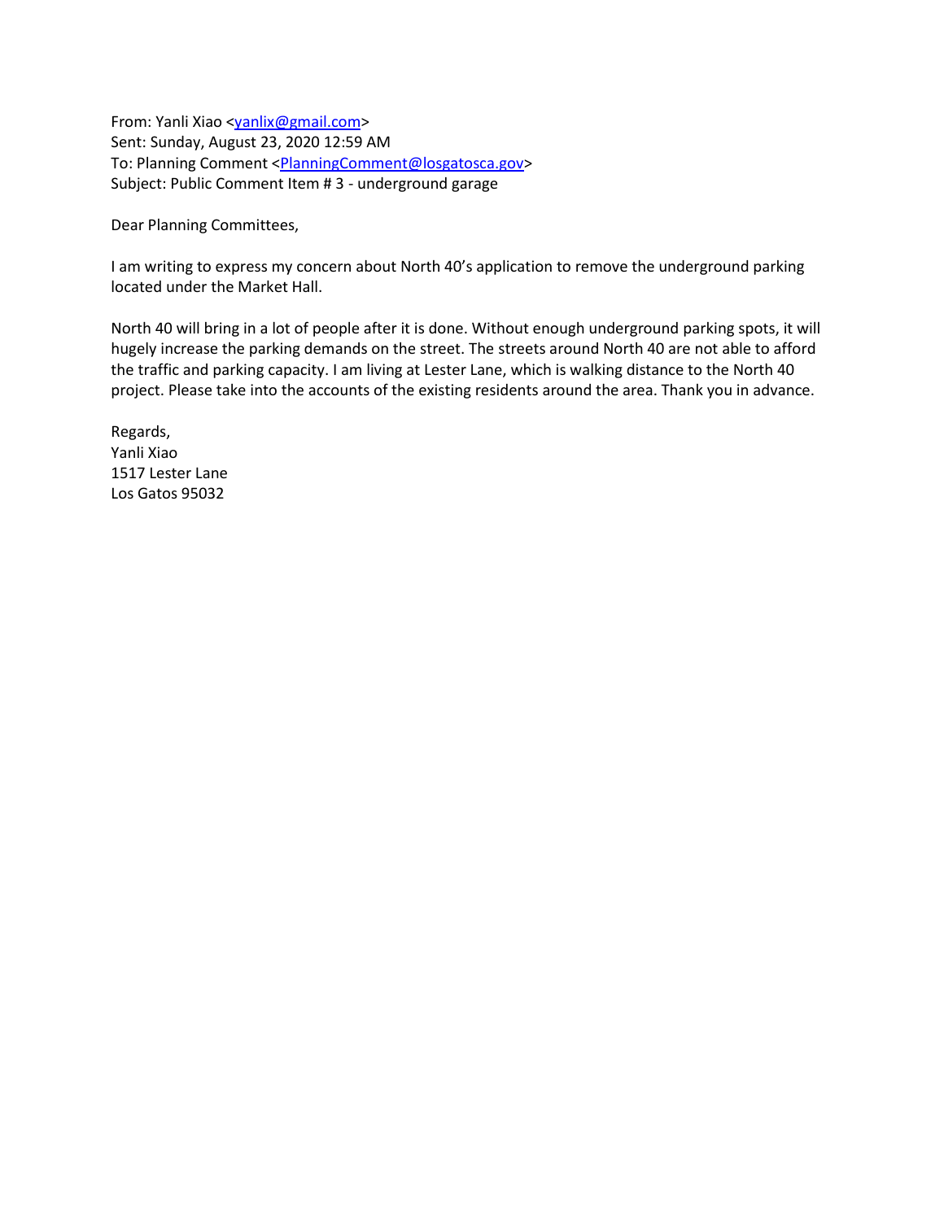From: Yanli Xiao <yanlix@gmail.com>
Sent: Sunday, August 23, 2020 12:59 AM
To: Planning Comment <PlanningComment@losgatosca.gov>
Subject: Public Comment Item # 3 - underground garage

Dear Planning Committees,

I am writing to express my concern about North 40's application to remove the underground parking located under the Market Hall.

North 40 will bring in a lot of people after it is done. Without enough underground parking spots, it will hugely increase the parking demands on the street. The streets around North 40 are not able to afford the traffic and parking capacity. I am living at Lester Lane, which is walking distance to the North 40 project. Please take into the accounts of the existing residents around the area. Thank you in advance.

Regards,
Yanli Xiao
1517 Lester Lane
Los Gatos 95032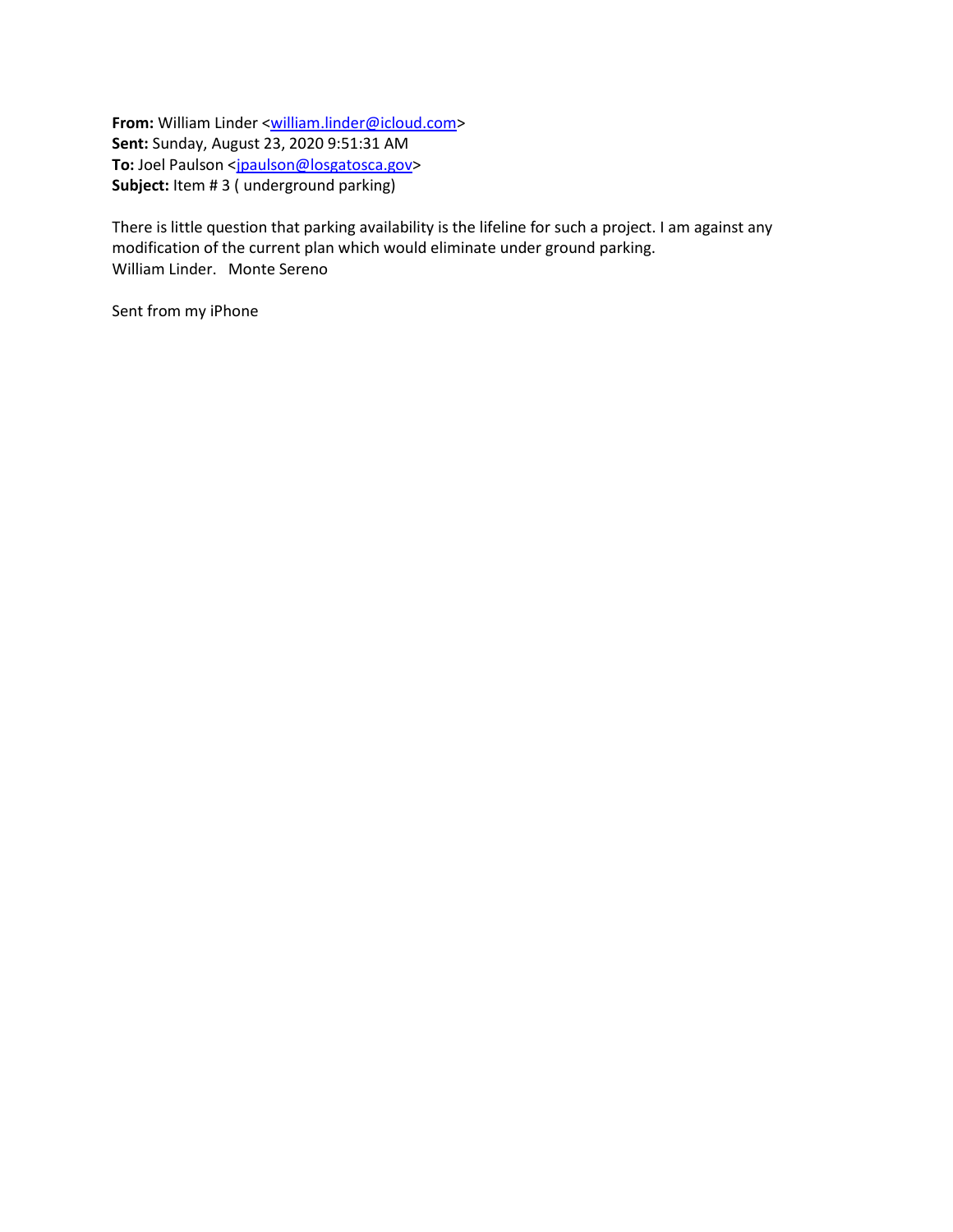**From:** William Linder <william.linder@icloud.com>
**Sent:** Sunday, August 23, 2020 9:51:31 AM
**To:** Joel Paulson <jpaulson@losgatosca.gov>
**Subject:** Item # 3 ( underground parking)

There is little question that parking availability is the lifeline for such a project. I am against any modification of the current plan which would eliminate under ground parking.
William Linder.   Monte Sereno

Sent from my iPhone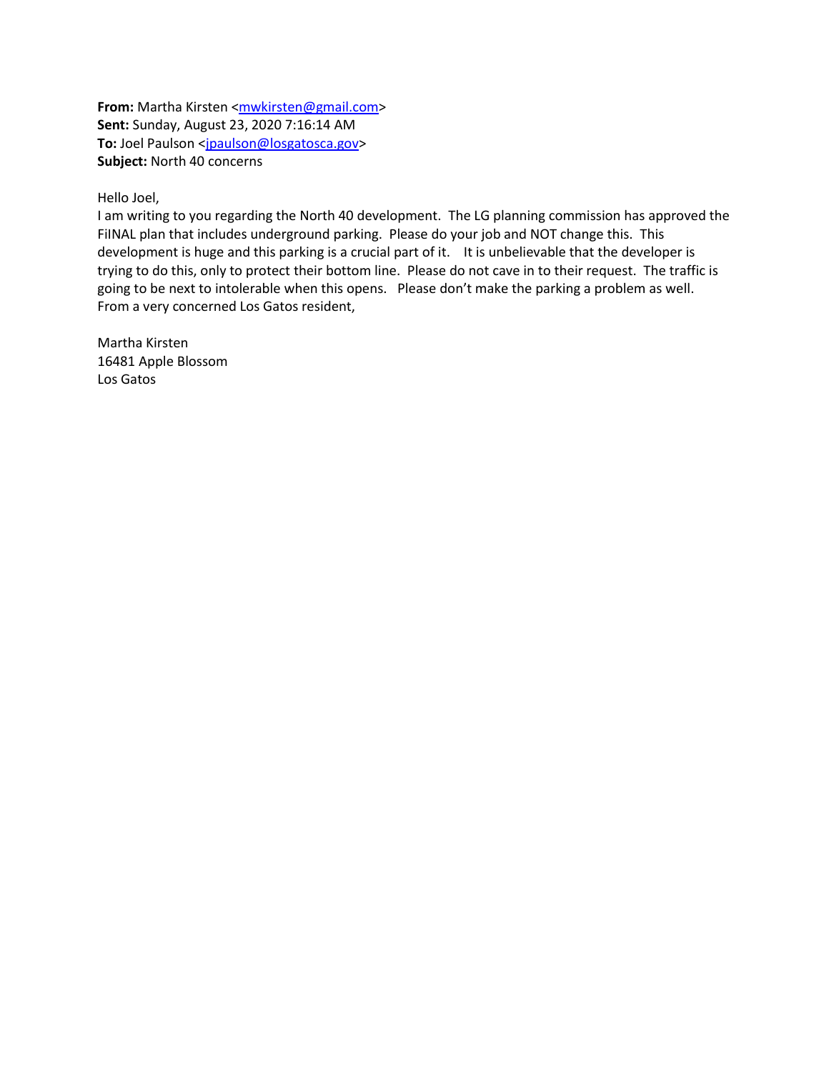**From:** Martha Kirsten <mwkirsten@gmail.com>
**Sent:** Sunday, August 23, 2020 7:16:14 AM
**To:** Joel Paulson <jpaulson@losgatosca.gov>
**Subject:** North 40 concerns

Hello Joel,
I am writing to you regarding the North 40 development. The LG planning commission has approved the FiINAL plan that includes underground parking. Please do your job and NOT change this. This development is huge and this parking is a crucial part of it. It is unbelievable that the developer is trying to do this, only to protect their bottom line. Please do not cave in to their request. The traffic is going to be next to intolerable when this opens. Please don't make the parking a problem as well.
From a very concerned Los Gatos resident,

Martha Kirsten
16481 Apple Blossom
Los Gatos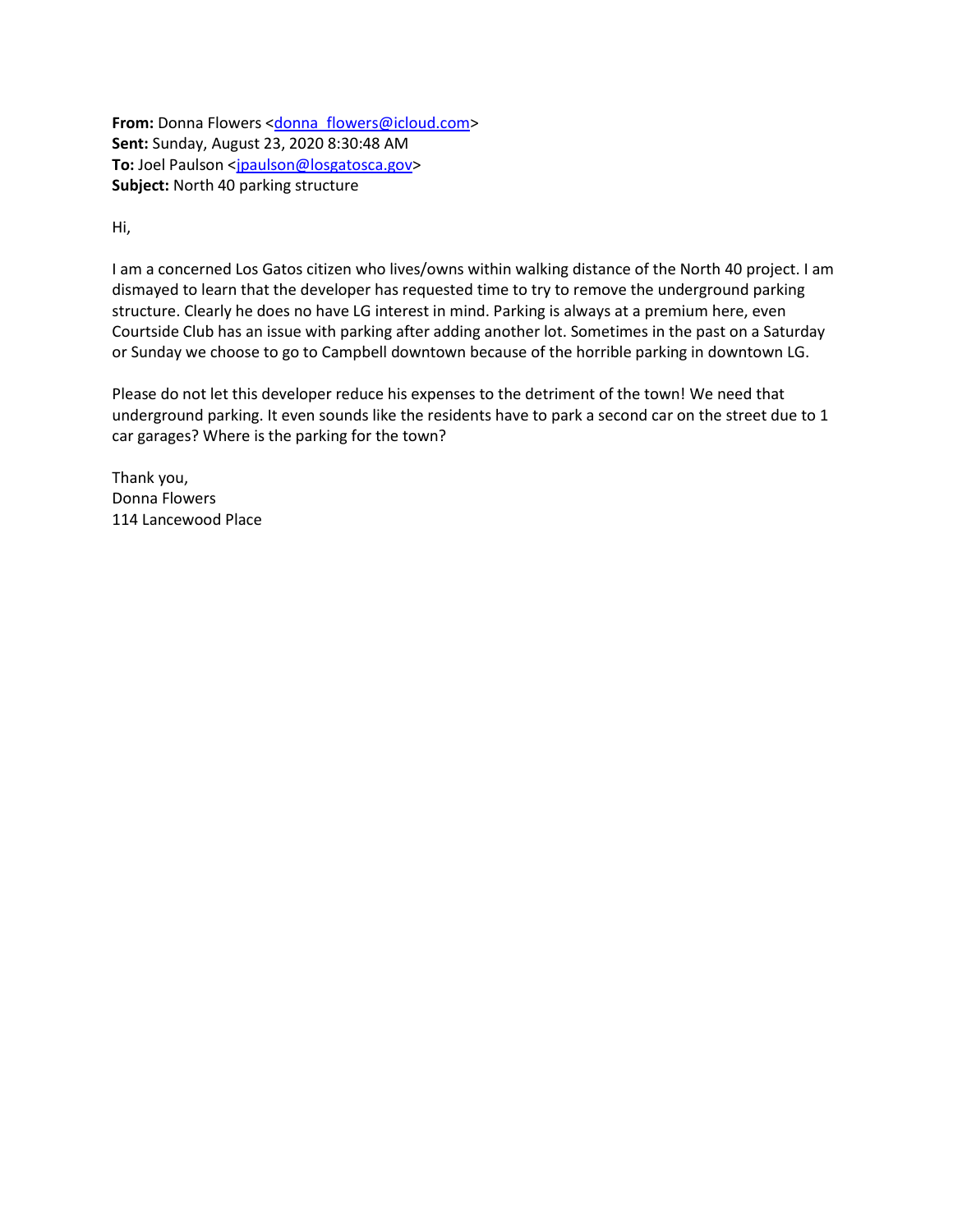**From:** Donna Flowers <donna_flowers@icloud.com>
**Sent:** Sunday, August 23, 2020 8:30:48 AM
**To:** Joel Paulson <jpaulson@losgatosca.gov>
**Subject:** North 40 parking structure

Hi,

I am a concerned Los Gatos citizen who lives/owns within walking distance of the North 40 project. I am dismayed to learn that the developer has requested time to try to remove the underground parking structure. Clearly he does no have LG interest in mind. Parking is always at a premium here, even Courtside Club has an issue with parking after adding another lot. Sometimes in the past on a Saturday or Sunday we choose to go to Campbell downtown because of the horrible parking in downtown LG.

Please do not let this developer reduce his expenses to the detriment of the town! We need that underground parking. It even sounds like the residents have to park a second car on the street due to 1 car garages? Where is the parking for the town?

Thank you,
Donna Flowers
114 Lancewood Place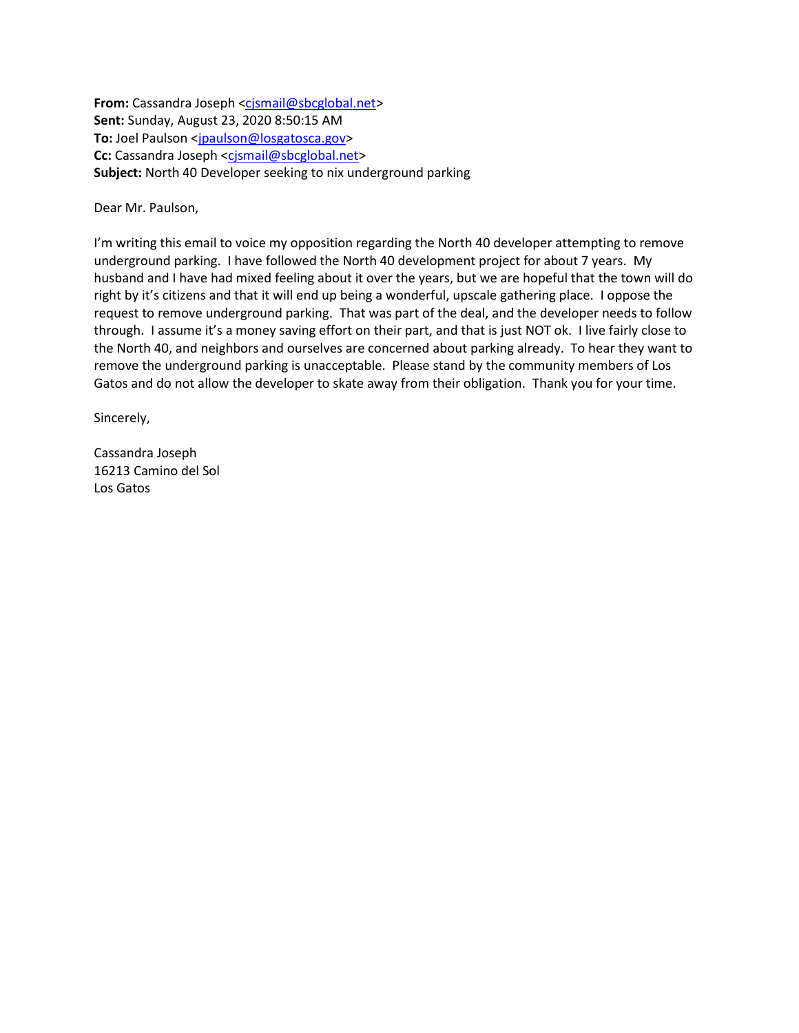**From:** Cassandra Joseph <cjsmail@sbcglobal.net>
**Sent:** Sunday, August 23, 2020 8:50:15 AM
**To:** Joel Paulson <jpaulson@losgatosca.gov>
**Cc:** Cassandra Joseph <cjsmail@sbcglobal.net>
**Subject:** North 40 Developer seeking to nix underground parking

Dear Mr. Paulson,

I'm writing this email to voice my opposition regarding the North 40 developer attempting to remove underground parking. I have followed the North 40 development project for about 7 years. My husband and I have had mixed feeling about it over the years, but we are hopeful that the town will do right by it's citizens and that it will end up being a wonderful, upscale gathering place. I oppose the request to remove underground parking. That was part of the deal, and the developer needs to follow through. I assume it's a money saving effort on their part, and that is just NOT ok. I live fairly close to the North 40, and neighbors and ourselves are concerned about parking already. To hear they want to remove the underground parking is unacceptable. Please stand by the community members of Los Gatos and do not allow the developer to skate away from their obligation. Thank you for your time.

Sincerely,

Cassandra Joseph
16213 Camino del Sol
Los Gatos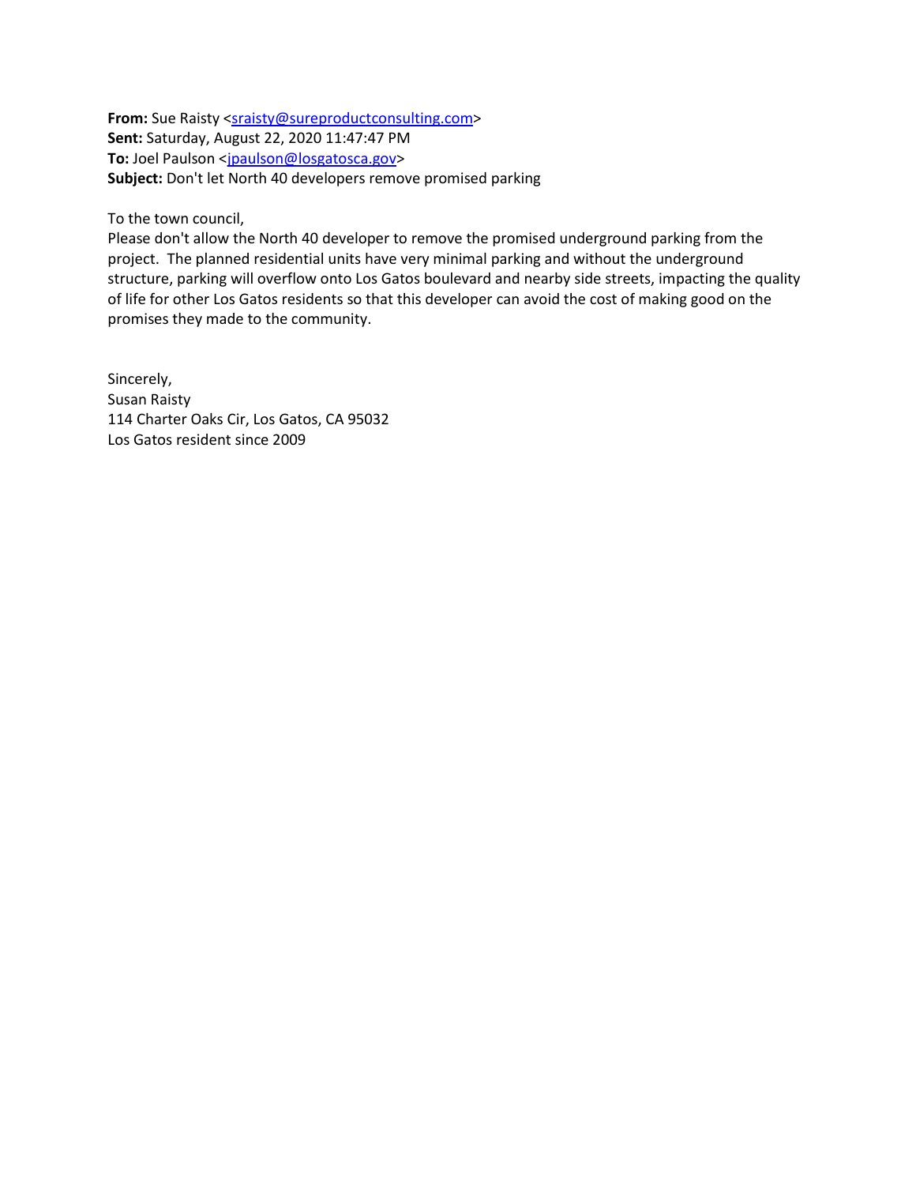**From:** Sue Raisty <sraisty@sureproductconsulting.com>
**Sent:** Saturday, August 22, 2020 11:47:47 PM
**To:** Joel Paulson <jpaulson@losgatosca.gov>
**Subject:** Don't let North 40 developers remove promised parking

To the town council,
Please don't allow the North 40 developer to remove the promised underground parking from the project. The planned residential units have very minimal parking and without the underground structure, parking will overflow onto Los Gatos boulevard and nearby side streets, impacting the quality of life for other Los Gatos residents so that this developer can avoid the cost of making good on the promises they made to the community.

Sincerely,
Susan Raisty
114 Charter Oaks Cir, Los Gatos, CA 95032
Los Gatos resident since 2009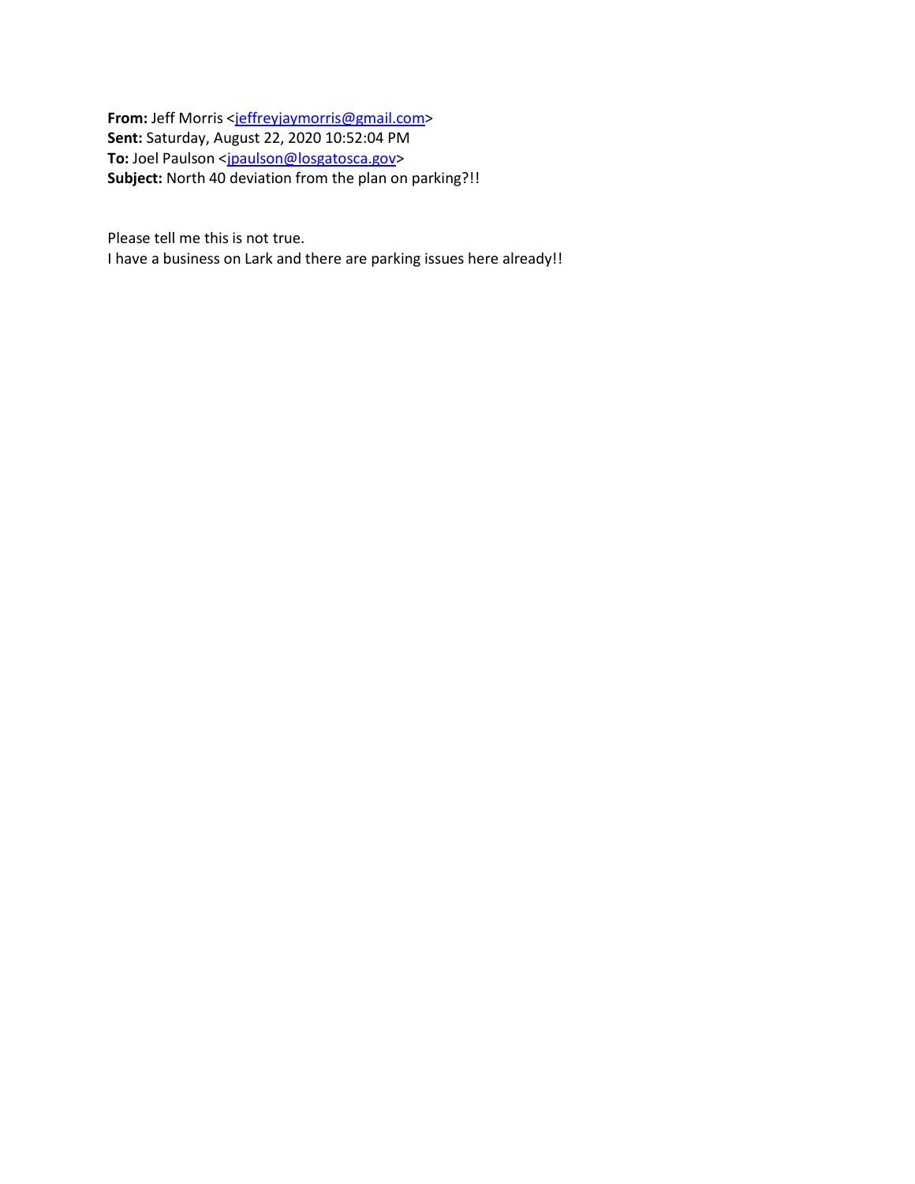**From:** Jeff Morris <jeffreyjaymorris@gmail.com>
**Sent:** Saturday, August 22, 2020 10:52:04 PM
**To:** Joel Paulson <jpaulson@losgatosca.gov>
**Subject:** North 40 deviation from the plan on parking?!!

Please tell me this is not true.
I have a business on Lark and there are parking issues here already!!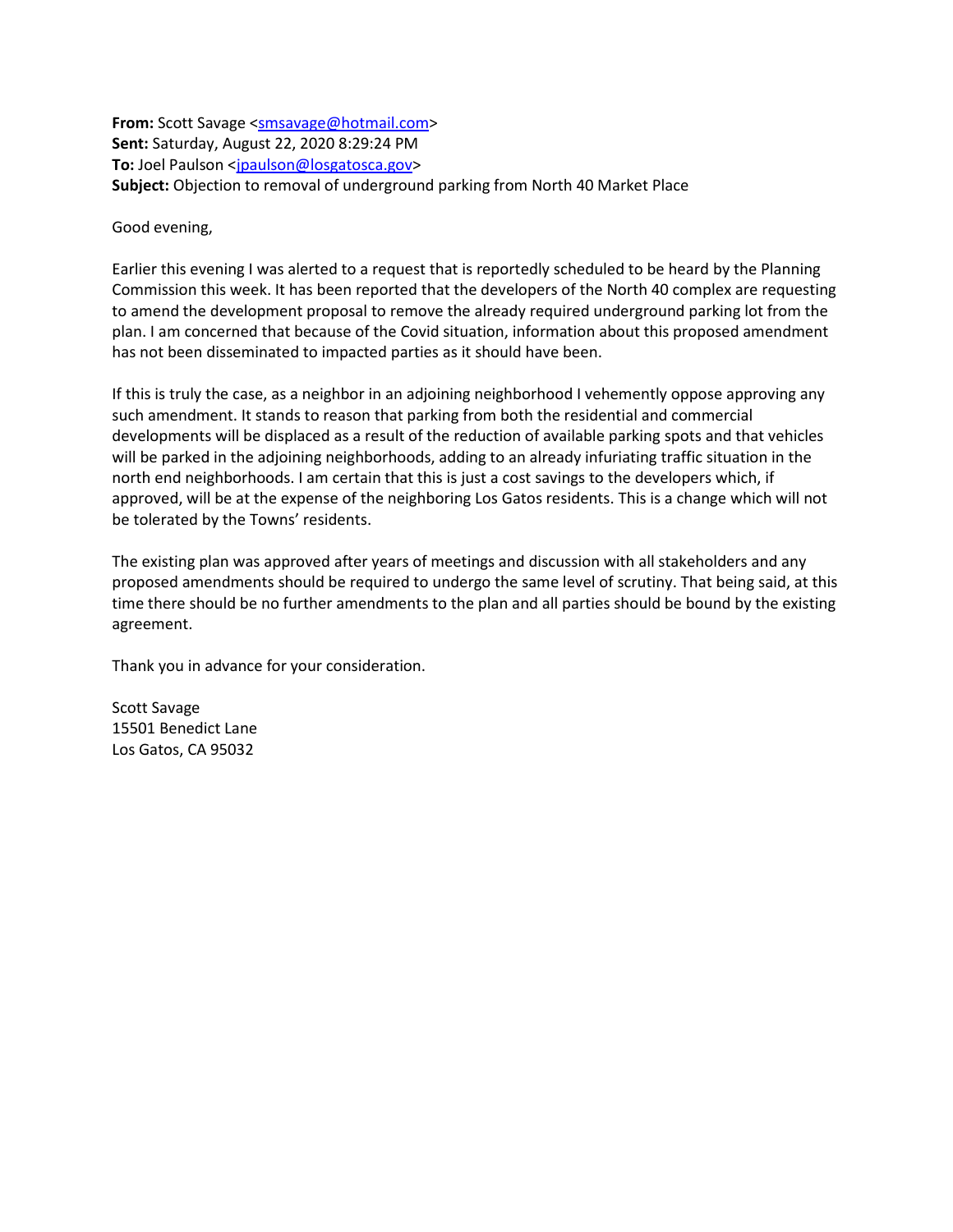**From:** Scott Savage <smsavage@hotmail.com>
**Sent:** Saturday, August 22, 2020 8:29:24 PM
**To:** Joel Paulson <jpaulson@losgatosca.gov>
**Subject:** Objection to removal of underground parking from North 40 Market Place

Good evening,

Earlier this evening I was alerted to a request that is reportedly scheduled to be heard by the Planning Commission this week. It has been reported that the developers of the North 40 complex are requesting to amend the development proposal to remove the already required underground parking lot from the plan. I am concerned that because of the Covid situation, information about this proposed amendment has not been disseminated to impacted parties as it should have been.

If this is truly the case, as a neighbor in an adjoining neighborhood I vehemently oppose approving any such amendment. It stands to reason that parking from both the residential and commercial developments will be displaced as a result of the reduction of available parking spots and that vehicles will be parked in the adjoining neighborhoods, adding to an already infuriating traffic situation in the north end neighborhoods. I am certain that this is just a cost savings to the developers which, if approved, will be at the expense of the neighboring Los Gatos residents. This is a change which will not be tolerated by the Towns' residents.

The existing plan was approved after years of meetings and discussion with all stakeholders and any proposed amendments should be required to undergo the same level of scrutiny. That being said, at this time there should be no further amendments to the plan and all parties should be bound by the existing agreement.

Thank you in advance for your consideration.

Scott Savage
15501 Benedict Lane
Los Gatos, CA 95032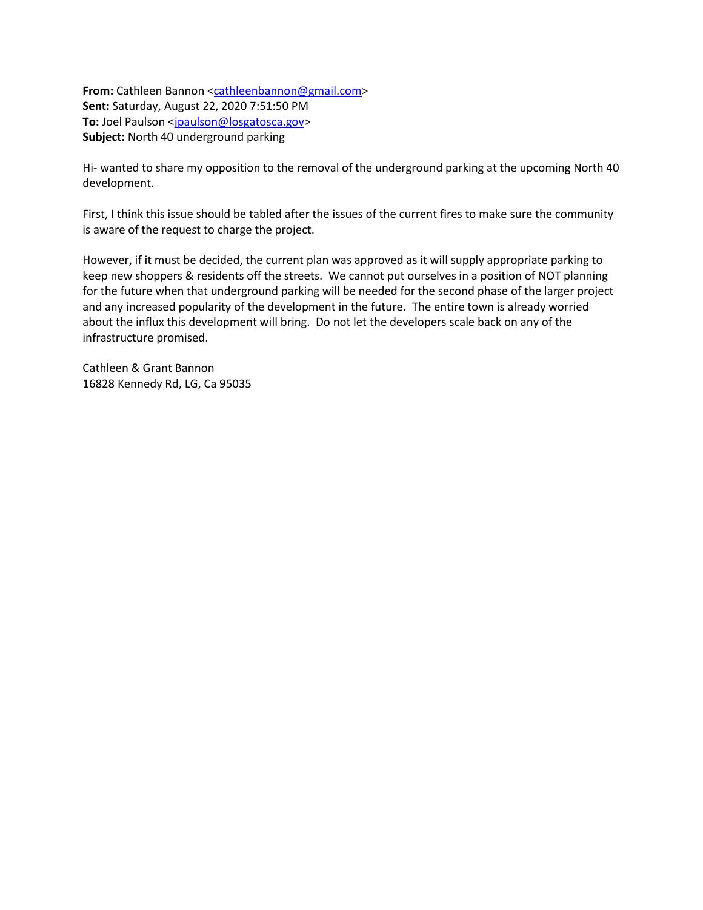**From:** Cathleen Bannon <cathleenbannon@gmail.com>
**Sent:** Saturday, August 22, 2020 7:51:50 PM
**To:** Joel Paulson <jpaulson@losgatosca.gov>
**Subject:** North 40 underground parking

Hi- wanted to share my opposition to the removal of the underground parking at the upcoming North 40 development.

First, I think this issue should be tabled after the issues of the current fires to make sure the community is aware of the request to charge the project.

However, if it must be decided, the current plan was approved as it will supply appropriate parking to keep new shoppers & residents off the streets. We cannot put ourselves in a position of NOT planning for the future when that underground parking will be needed for the second phase of the larger project and any increased popularity of the development in the future. The entire town is already worried about the influx this development will bring. Do not let the developers scale back on any of the infrastructure promised.

Cathleen & Grant Bannon
16828 Kennedy Rd, LG, Ca 95035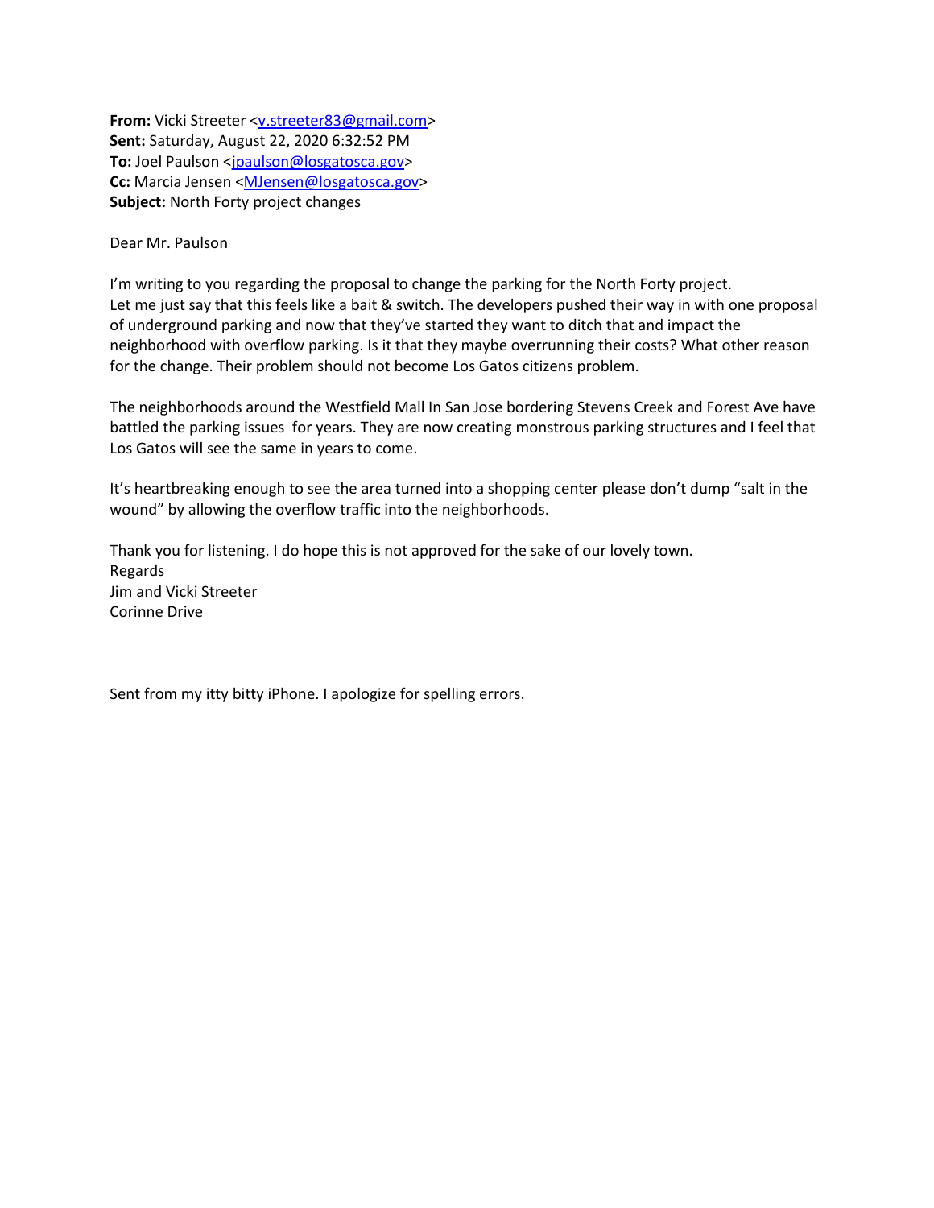**From:** Vicki Streeter <v.streeter83@gmail.com>
**Sent:** Saturday, August 22, 2020 6:32:52 PM
**To:** Joel Paulson <jpaulson@losgatosca.gov>
**Cc:** Marcia Jensen <MJensen@losgatosca.gov>
**Subject:** North Forty project changes

Dear Mr. Paulson

I'm writing to you regarding the proposal to change the parking for the North Forty project.
Let me just say that this feels like a bait & switch. The developers pushed their way in with one proposal of underground parking and now that they've started they want to ditch that and impact the neighborhood with overflow parking. Is it that they maybe overrunning their costs? What other reason for the change. Their problem should not become Los Gatos citizens problem.

The neighborhoods around the Westfield Mall In San Jose bordering Stevens Creek and Forest Ave have battled the parking issues for years. They are now creating monstrous parking structures and I feel that Los Gatos will see the same in years to come.

It's heartbreaking enough to see the area turned into a shopping center please don't dump "salt in the wound" by allowing the overflow traffic into the neighborhoods.

Thank you for listening. I do hope this is not approved for the sake of our lovely town.
Regards
Jim and Vicki Streeter
Corinne Drive

Sent from my itty bitty iPhone. I apologize for spelling errors.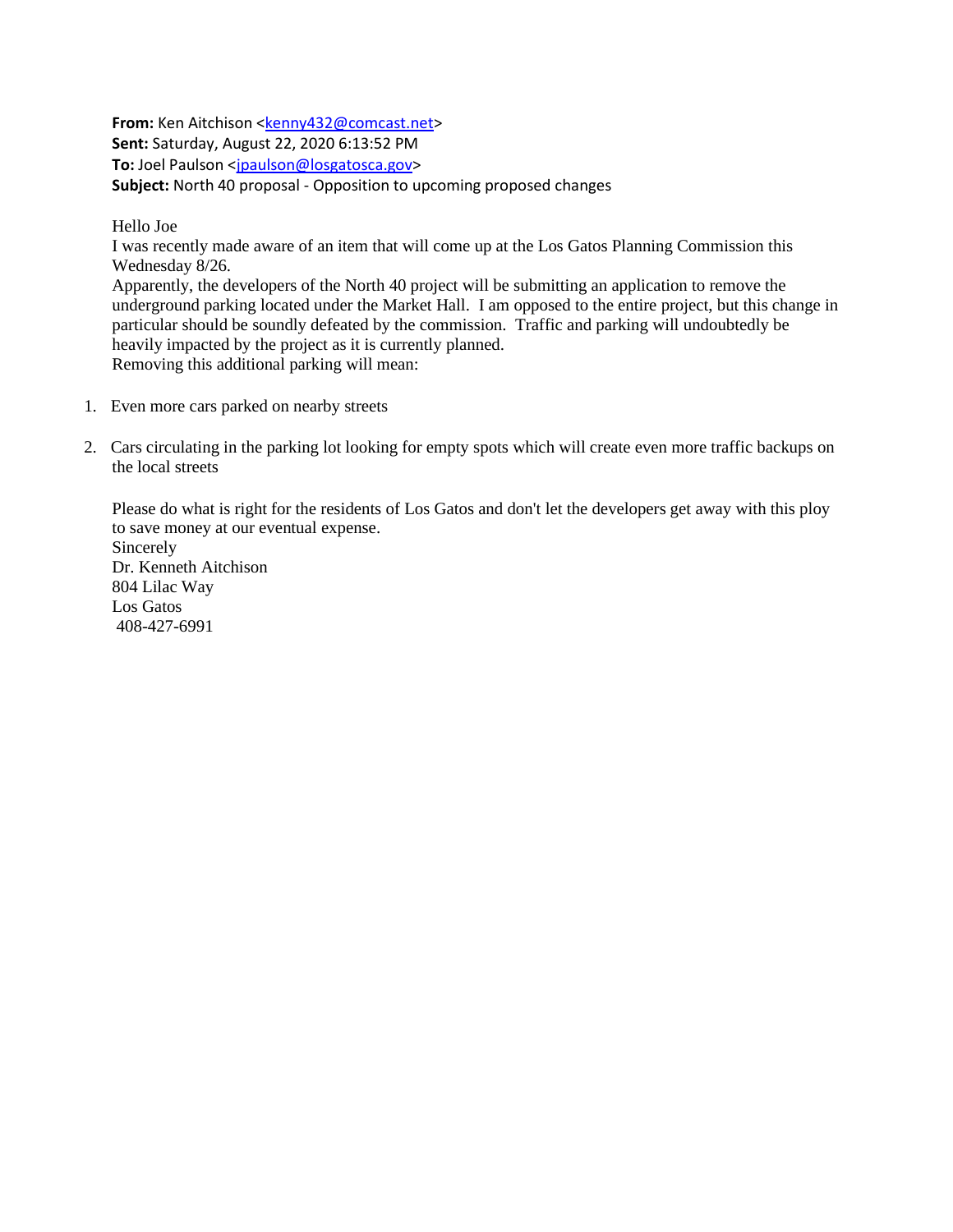**From:** Ken Aitchison <kenny432@comcast.net>
**Sent:** Saturday, August 22, 2020 6:13:52 PM
**To:** Joel Paulson <jpaulson@losgatosca.gov>
**Subject:** North 40 proposal - Opposition to upcoming proposed changes

Hello Joe
I was recently made aware of an item that will come up at the Los Gatos Planning Commission this Wednesday 8/26.
Apparently, the developers of the North 40 project will be submitting an application to remove the underground parking located under the Market Hall. I am opposed to the entire project, but this change in particular should be soundly defeated by the commission. Traffic and parking will undoubtedly be heavily impacted by the project as it is currently planned.
Removing this additional parking will mean:

1. Even more cars parked on nearby streets
2. Cars circulating in the parking lot looking for empty spots which will create even more traffic backups on the local streets

Please do what is right for the residents of Los Gatos and don't let the developers get away with this ploy to save money at our eventual expense.
Sincerely
Dr. Kenneth Aitchison
804 Lilac Way
Los Gatos
408-427-6991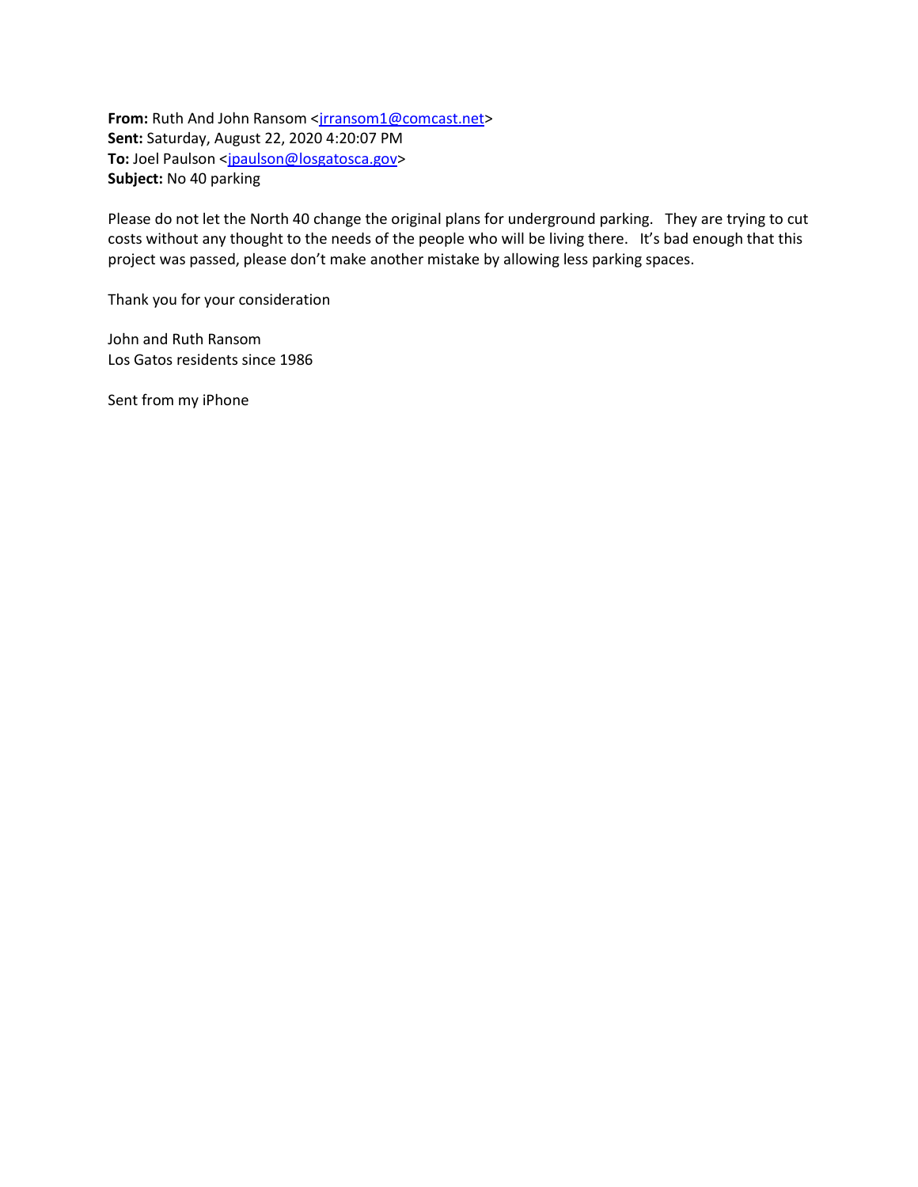**From:** Ruth And John Ransom <jrransom1@comcast.net>
**Sent:** Saturday, August 22, 2020 4:20:07 PM
**To:** Joel Paulson <jpaulson@losgatosca.gov>
**Subject:** No 40 parking

Please do not let the North 40 change the original plans for underground parking. They are trying to cut costs without any thought to the needs of the people who will be living there. It's bad enough that this project was passed, please don't make another mistake by allowing less parking spaces.

Thank you for your consideration

John and Ruth Ransom
Los Gatos residents since 1986

Sent from my iPhone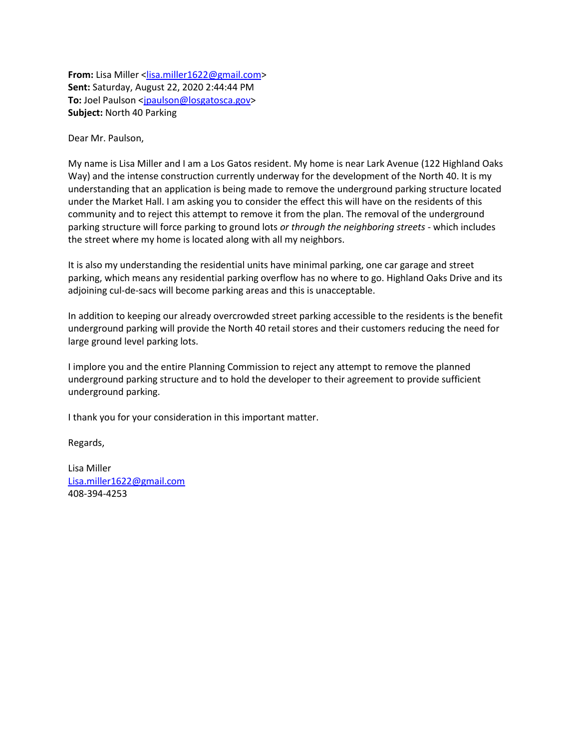**From:** Lisa Miller <lisa.miller1622@gmail.com>
**Sent:** Saturday, August 22, 2020 2:44:44 PM
**To:** Joel Paulson <jpaulson@losgatosca.gov>
**Subject:** North 40 Parking

Dear Mr. Paulson,

My name is Lisa Miller and I am a Los Gatos resident. My home is near Lark Avenue (122 Highland Oaks Way) and the intense construction currently underway for the development of the North 40. It is my understanding that an application is being made to remove the underground parking structure located under the Market Hall. I am asking you to consider the effect this will have on the residents of this community and to reject this attempt to remove it from the plan. The removal of the underground parking structure will force parking to ground lots *or through the neighboring streets* - which includes the street where my home is located along with all my neighbors.

It is also my understanding the residential units have minimal parking, one car garage and street parking, which means any residential parking overflow has no where to go. Highland Oaks Drive and its adjoining cul-de-sacs will become parking areas and this is unacceptable.

In addition to keeping our already overcrowded street parking accessible to the residents is the benefit underground parking will provide the North 40 retail stores and their customers reducing the need for large ground level parking lots.

I implore you and the entire Planning Commission to reject any attempt to remove the planned underground parking structure and to hold the developer to their agreement to provide sufficient underground parking.

I thank you for your consideration in this important matter.

Regards,

Lisa Miller
Lisa.miller1622@gmail.com
408-394-4253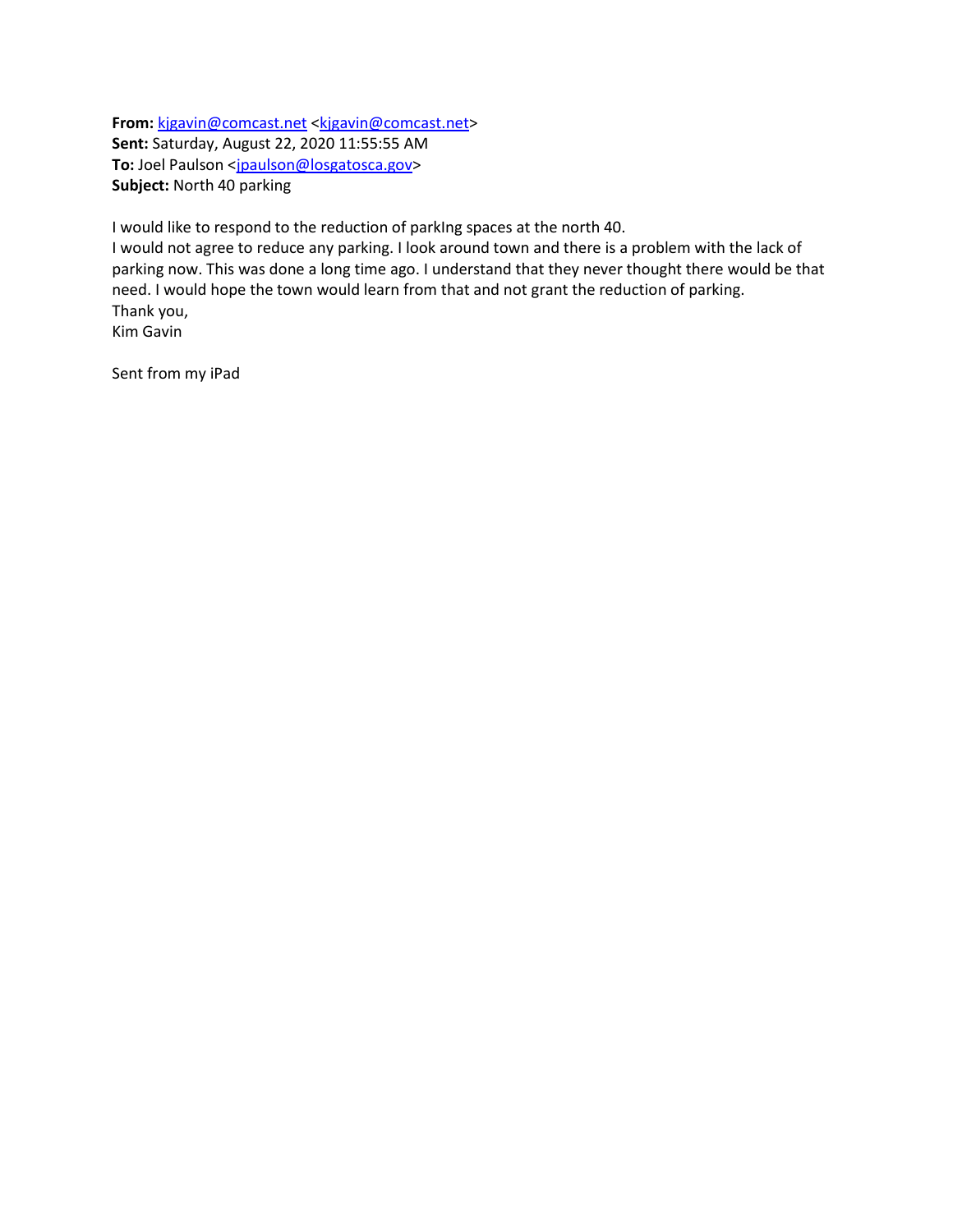**From:** kjgavin@comcast.net <kjgavin@comcast.net>
**Sent:** Saturday, August 22, 2020 11:55:55 AM
**To:** Joel Paulson <jpaulson@losgatosca.gov>
**Subject:** North 40 parking

I would like to respond to the reduction of parkIng spaces at the north 40.
I would not agree to reduce any parking. I look around town and there is a problem with the lack of parking now. This was done a long time ago. I understand that they never thought there would be that need. I would hope the town would learn from that and not grant the reduction of parking.
Thank you,
Kim Gavin

Sent from my iPad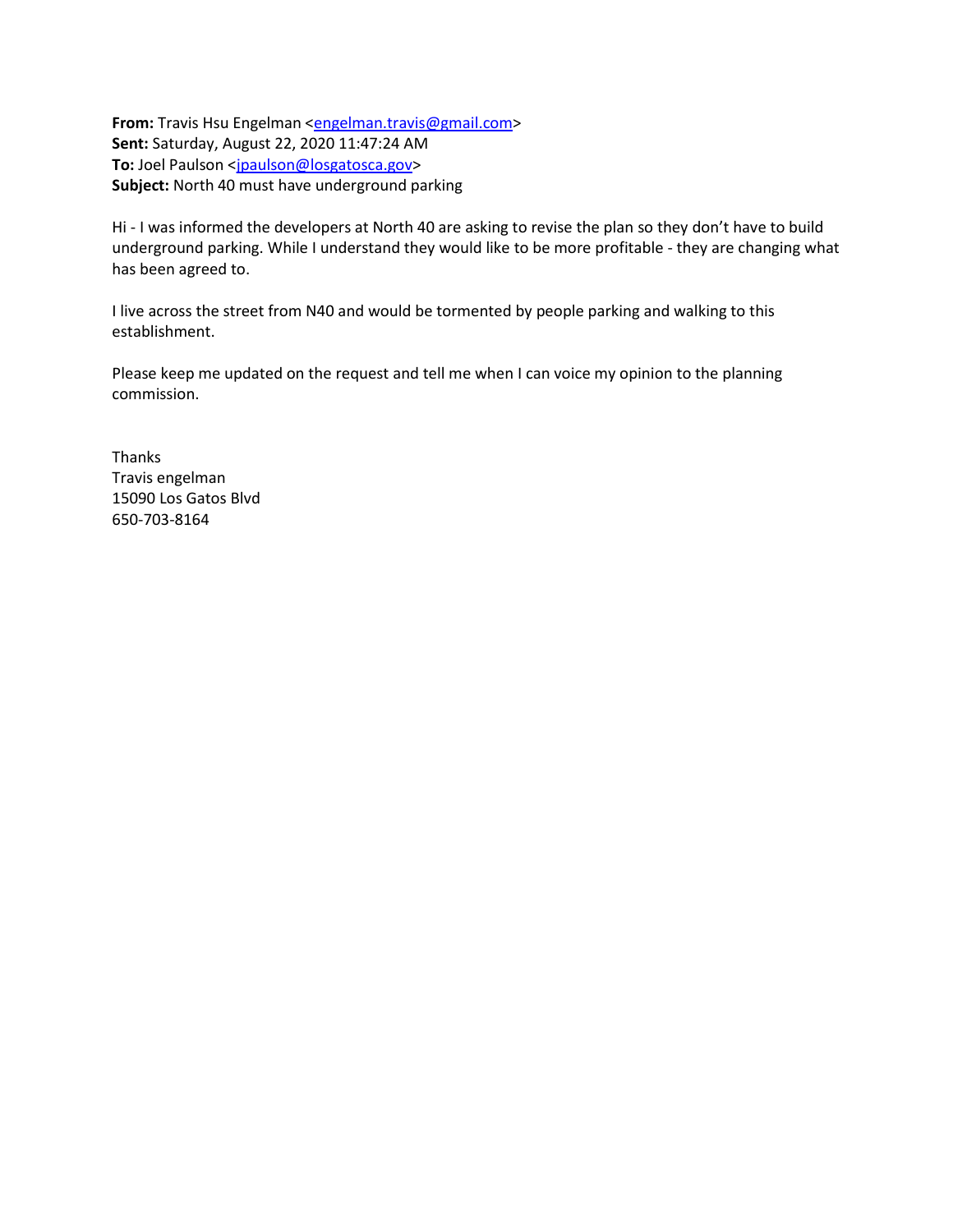**From:** Travis Hsu Engelman <engelman.travis@gmail.com>
**Sent:** Saturday, August 22, 2020 11:47:24 AM
**To:** Joel Paulson <jpaulson@losgatosca.gov>
**Subject:** North 40 must have underground parking

Hi - I was informed the developers at North 40 are asking to revise the plan so they don't have to build underground parking. While I understand they would like to be more profitable - they are changing what has been agreed to.

I live across the street from N40 and would be tormented by people parking and walking to this establishment.

Please keep me updated on the request and tell me when I can voice my opinion to the planning commission.

Thanks
Travis engelman
15090 Los Gatos Blvd
650-703-8164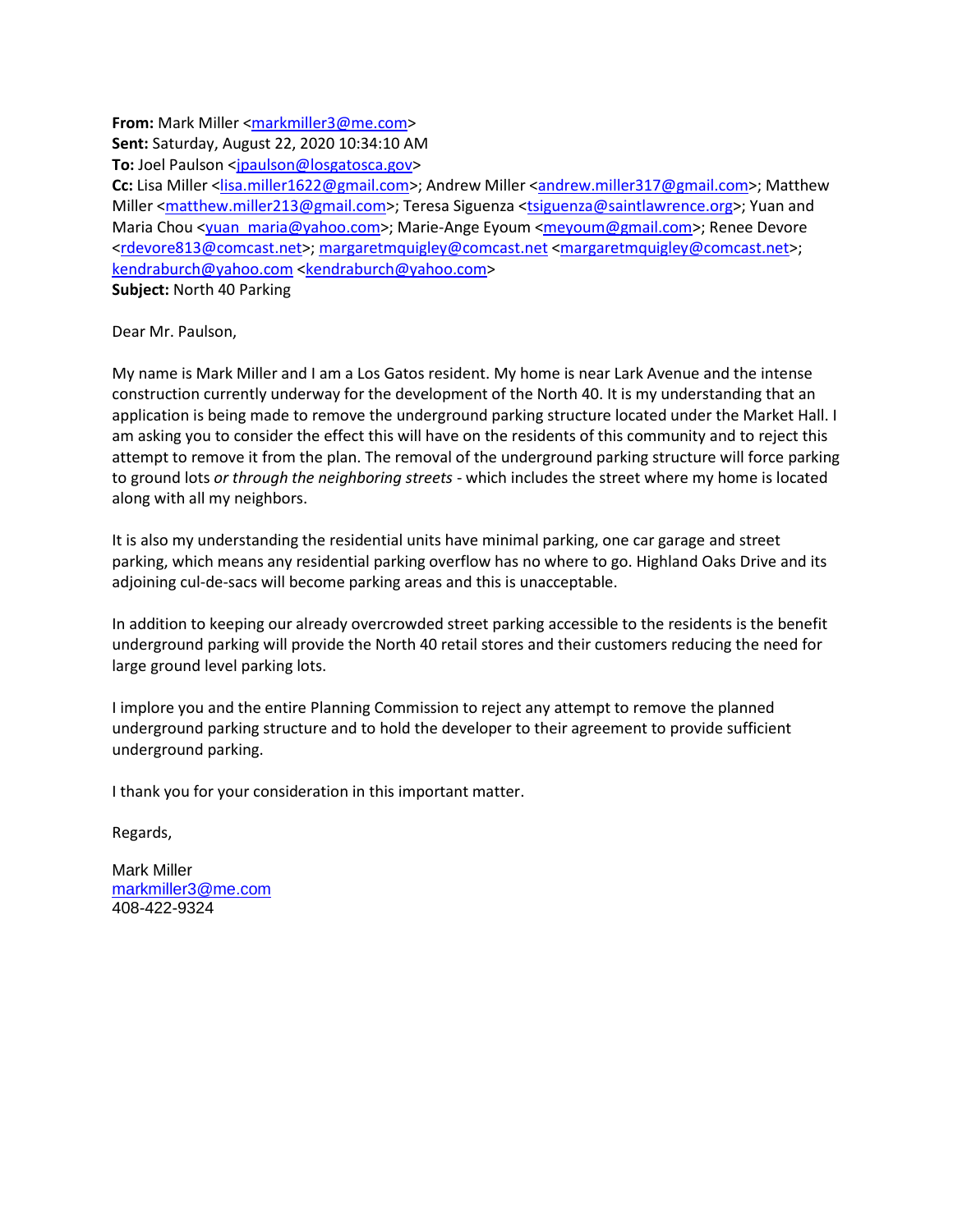**From:** Mark Miller <markmiller3@me.com>
**Sent:** Saturday, August 22, 2020 10:34:10 AM
**To:** Joel Paulson <jpaulson@losgatosca.gov>
**Cc:** Lisa Miller <lisa.miller1622@gmail.com>; Andrew Miller <andrew.miller317@gmail.com>; Matthew Miller <matthew.miller213@gmail.com>; Teresa Siguenza <tsiguenza@saintlawrence.org>; Yuan and Maria Chou <yuan_maria@yahoo.com>; Marie-Ange Eyoum <meyoum@gmail.com>; Renee Devore <rdevore813@comcast.net>; margaretmquigley@comcast.net <margaretmquigley@comcast.net>; kendraburch@yahoo.com <kendraburch@yahoo.com>
**Subject:** North 40 Parking

Dear Mr. Paulson,

My name is Mark Miller and I am a Los Gatos resident. My home is near Lark Avenue and the intense construction currently underway for the development of the North 40. It is my understanding that an application is being made to remove the underground parking structure located under the Market Hall. I am asking you to consider the effect this will have on the residents of this community and to reject this attempt to remove it from the plan. The removal of the underground parking structure will force parking to ground lots *or through the neighboring streets* - which includes the street where my home is located along with all my neighbors.

It is also my understanding the residential units have minimal parking, one car garage and street parking, which means any residential parking overflow has no where to go. Highland Oaks Drive and its adjoining cul-de-sacs will become parking areas and this is unacceptable.

In addition to keeping our already overcrowded street parking accessible to the residents is the benefit underground parking will provide the North 40 retail stores and their customers reducing the need for large ground level parking lots.

I implore you and the entire Planning Commission to reject any attempt to remove the planned underground parking structure and to hold the developer to their agreement to provide sufficient underground parking.

I thank you for your consideration in this important matter.

Regards,

Mark Miller
markmiller3@me.com
408-422-9324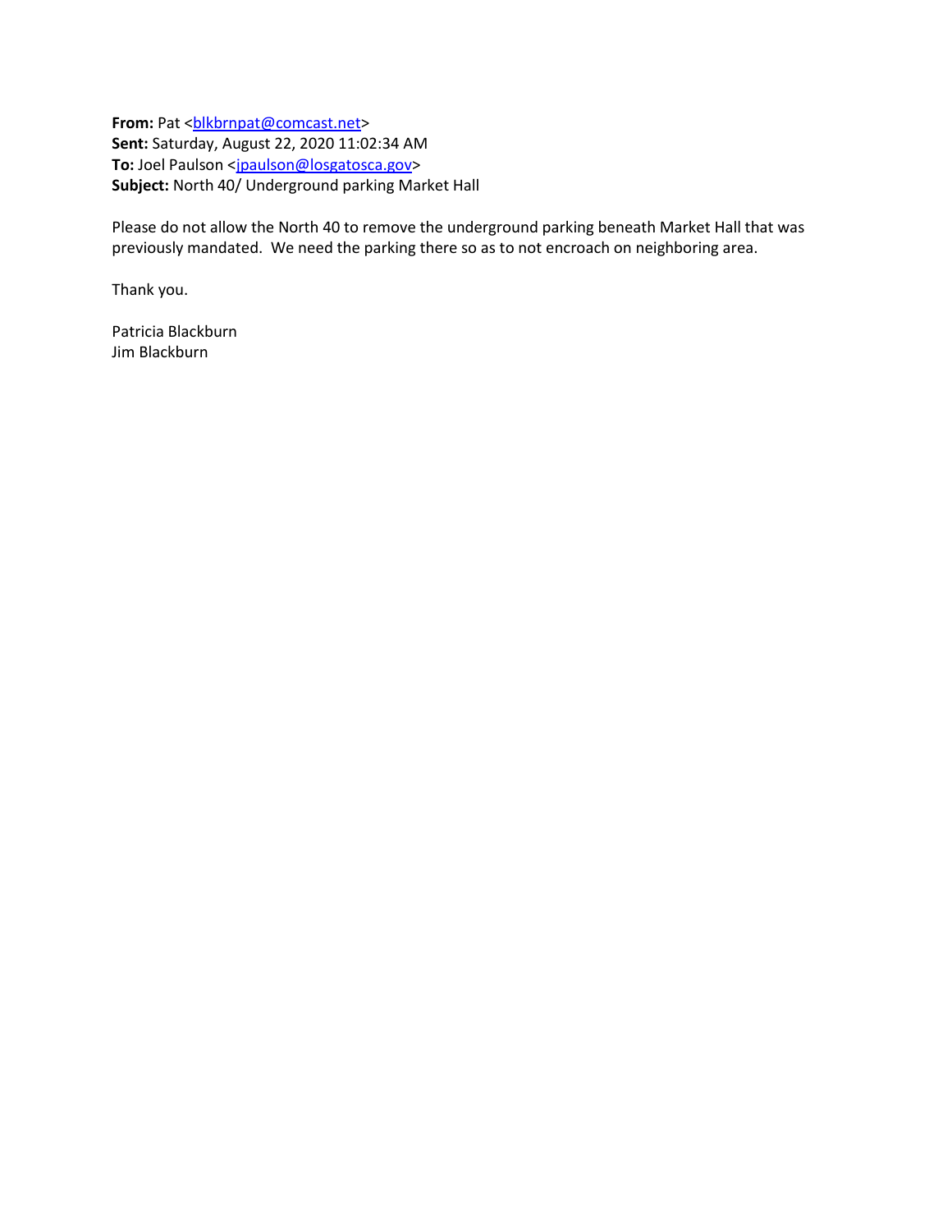**From:** Pat <blkbrnpat@comcast.net>
**Sent:** Saturday, August 22, 2020 11:02:34 AM
**To:** Joel Paulson <jpaulson@losgatosca.gov>
**Subject:** North 40/ Underground parking Market Hall

Please do not allow the North 40 to remove the underground parking beneath Market Hall that was previously mandated. We need the parking there so as to not encroach on neighboring area.

Thank you.

Patricia Blackburn
Jim Blackburn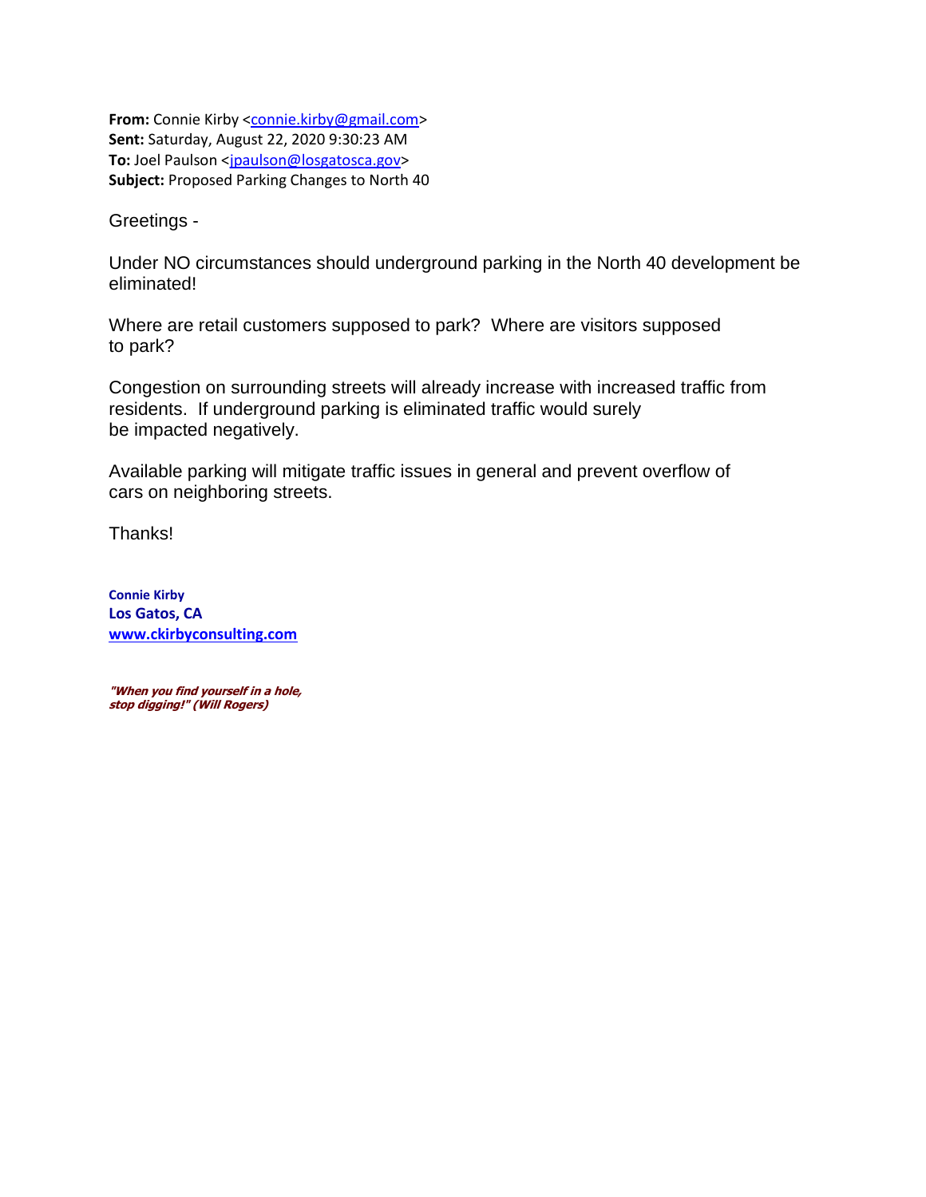**From:** Connie Kirby <connie.kirby@gmail.com>
**Sent:** Saturday, August 22, 2020 9:30:23 AM
**To:** Joel Paulson <jpaulson@losgatosca.gov>
**Subject:** Proposed Parking Changes to North 40

Greetings -

Under NO circumstances should underground parking in the North 40 development be eliminated!

Where are retail customers supposed to park? Where are visitors supposed to park?

Congestion on surrounding streets will already increase with increased traffic from residents. If underground parking is eliminated traffic would surely be impacted negatively.

Available parking will mitigate traffic issues in general and prevent overflow of cars on neighboring streets.

Thanks!

**Connie Kirby**
**Los Gatos, CA**
**www.ckirbyconsulting.com**

***"When you find yourself in a hole, stop digging!" (Will Rogers)***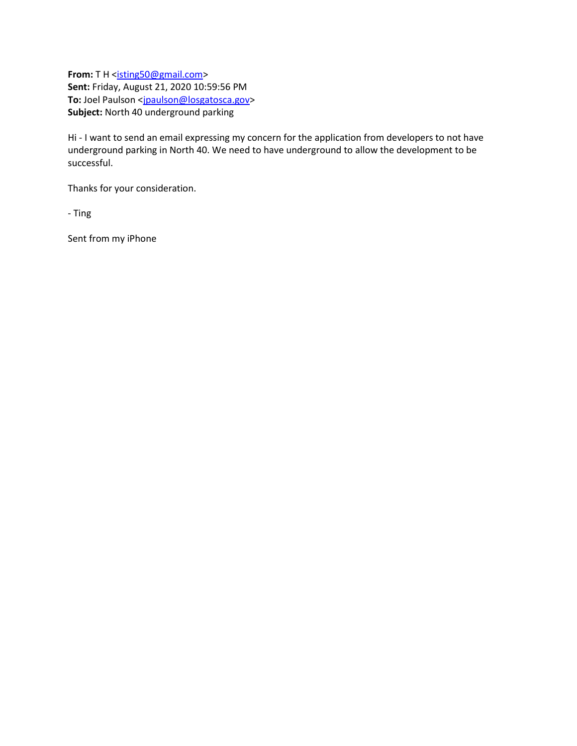**From:** T H <isting50@gmail.com>
**Sent:** Friday, August 21, 2020 10:59:56 PM
**To:** Joel Paulson <jpaulson@losgatosca.gov>
**Subject:** North 40 underground parking

Hi - I want to send an email expressing my concern for the application from developers to not have underground parking in North 40. We need to have underground to allow the development to be successful.

Thanks for your consideration.

- Ting

Sent from my iPhone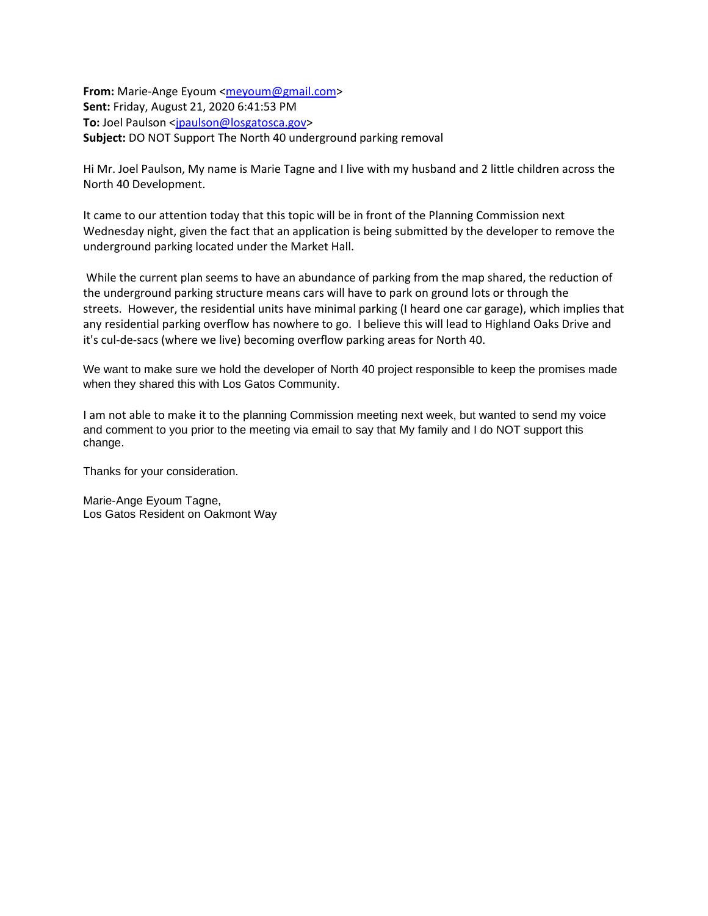**From:** Marie-Ange Eyoum <meyoum@gmail.com>
**Sent:** Friday, August 21, 2020 6:41:53 PM
**To:** Joel Paulson <jpaulson@losgatosca.gov>
**Subject:** DO NOT Support The North 40 underground parking removal

Hi Mr. Joel Paulson, My name is Marie Tagne and I live with my husband and 2 little children across the North 40 Development.

It came to our attention today that this topic will be in front of the Planning Commission next Wednesday night, given the fact that an application is being submitted by the developer to remove the underground parking located under the Market Hall.

While the current plan seems to have an abundance of parking from the map shared, the reduction of the underground parking structure means cars will have to park on ground lots or through the streets. However, the residential units have minimal parking (I heard one car garage), which implies that any residential parking overflow has nowhere to go. I believe this will lead to Highland Oaks Drive and it's cul-de-sacs (where we live) becoming overflow parking areas for North 40.

We want to make sure we hold the developer of North 40 project responsible to keep the promises made when they shared this with Los Gatos Community.

I am not able to make it to the planning Commission meeting next week, but wanted to send my voice and comment to you prior to the meeting via email to say that My family and I do NOT support this change.

Thanks for your consideration.

Marie-Ange Eyoum Tagne,
Los Gatos Resident on Oakmont Way